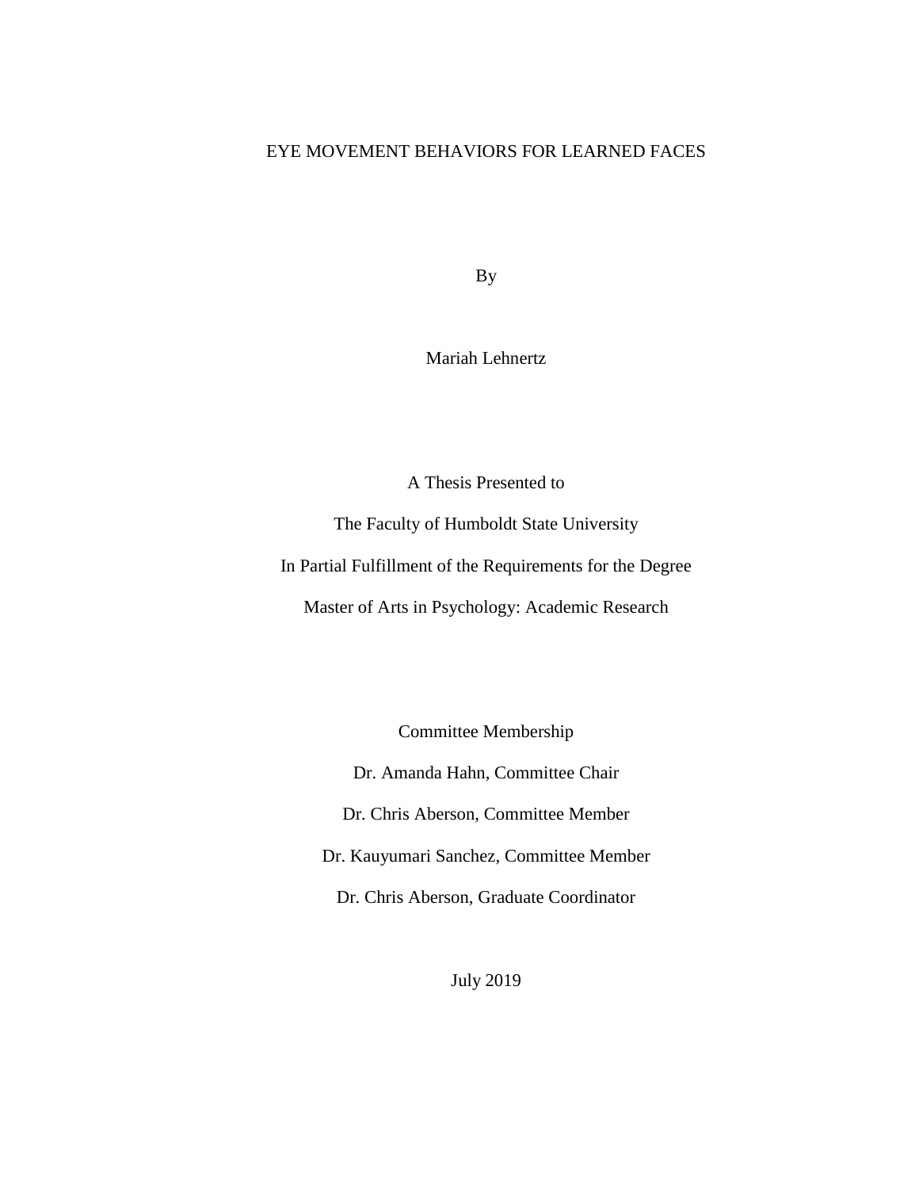# EYE MOVEMENT BEHAVIORS FOR LEARNED FACES

By

Mariah Lehnertz

A Thesis Presented to

The Faculty of Humboldt State University

In Partial Fulfillment of the Requirements for the Degree

Master of Arts in Psychology: Academic Research

Committee Membership

Dr. Amanda Hahn, Committee Chair

Dr. Chris Aberson, Committee Member

Dr. Kauyumari Sanchez, Committee Member

Dr. Chris Aberson, Graduate Coordinator

July 2019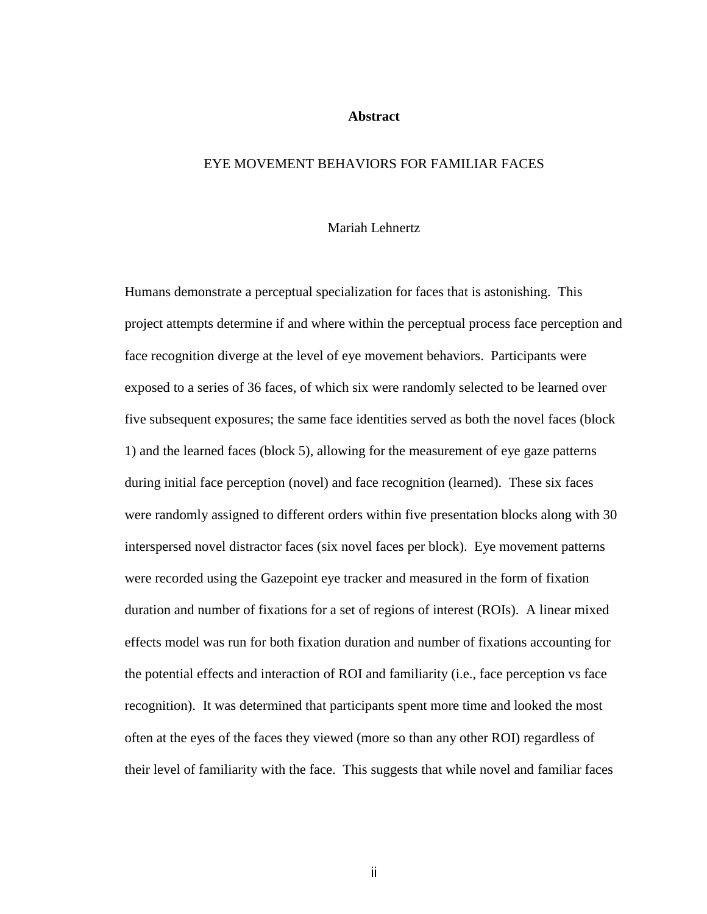# Abstract

EYE MOVEMENT BEHAVIORS FOR FAMILIAR FACES

Mariah Lehnertz

Humans demonstrate a perceptual specialization for faces that is astonishing. This project attempts determine if and where within the perceptual process face perception and face recognition diverge at the level of eye movement behaviors. Participants were exposed to a series of 36 faces, of which six were randomly selected to be learned over five subsequent exposures; the same face identities served as both the novel faces (block 1) and the learned faces (block 5), allowing for the measurement of eye gaze patterns during initial face perception (novel) and face recognition (learned). These six faces were randomly assigned to different orders within five presentation blocks along with 30 interspersed novel distractor faces (six novel faces per block). Eye movement patterns were recorded using the Gazepoint eye tracker and measured in the form of fixation duration and number of fixations for a set of regions of interest (ROIs). A linear mixed effects model was run for both fixation duration and number of fixations accounting for the potential effects and interaction of ROI and familiarity (i.e., face perception vs face recognition). It was determined that participants spent more time and looked the most often at the eyes of the faces they viewed (more so than any other ROI) regardless of their level of familiarity with the face. This suggests that while novel and familiar faces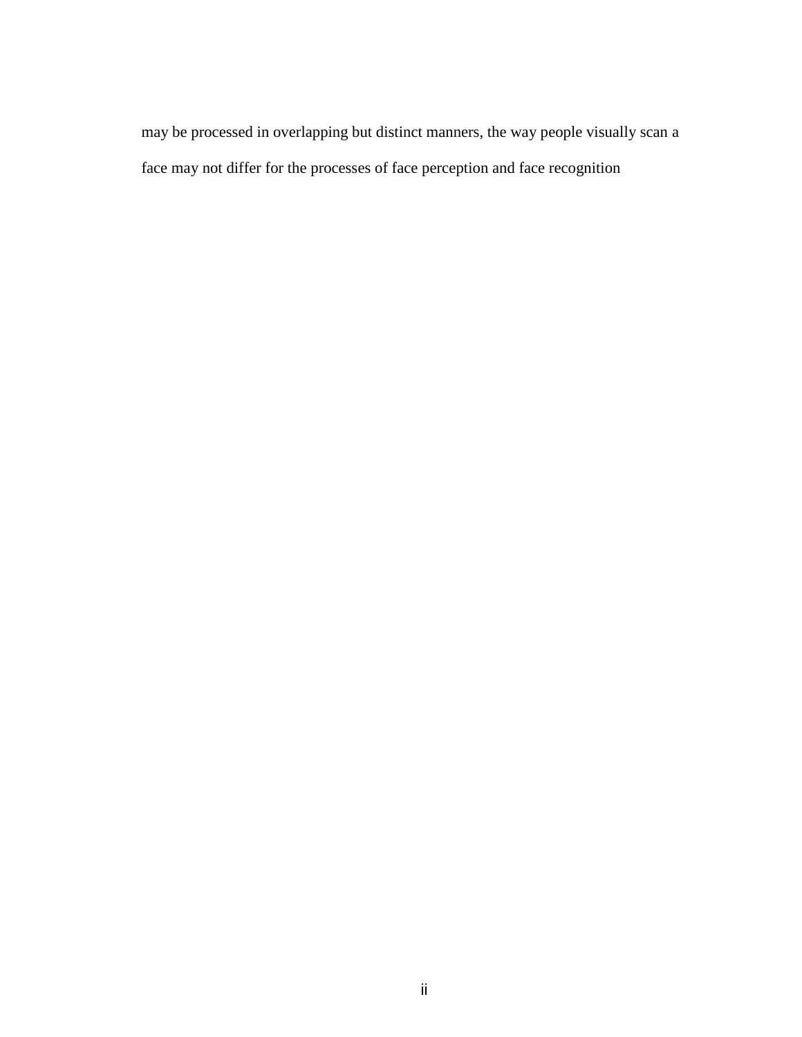may be processed in overlapping but distinct manners, the way people visually scan a face may not differ for the processes of face perception and face recognition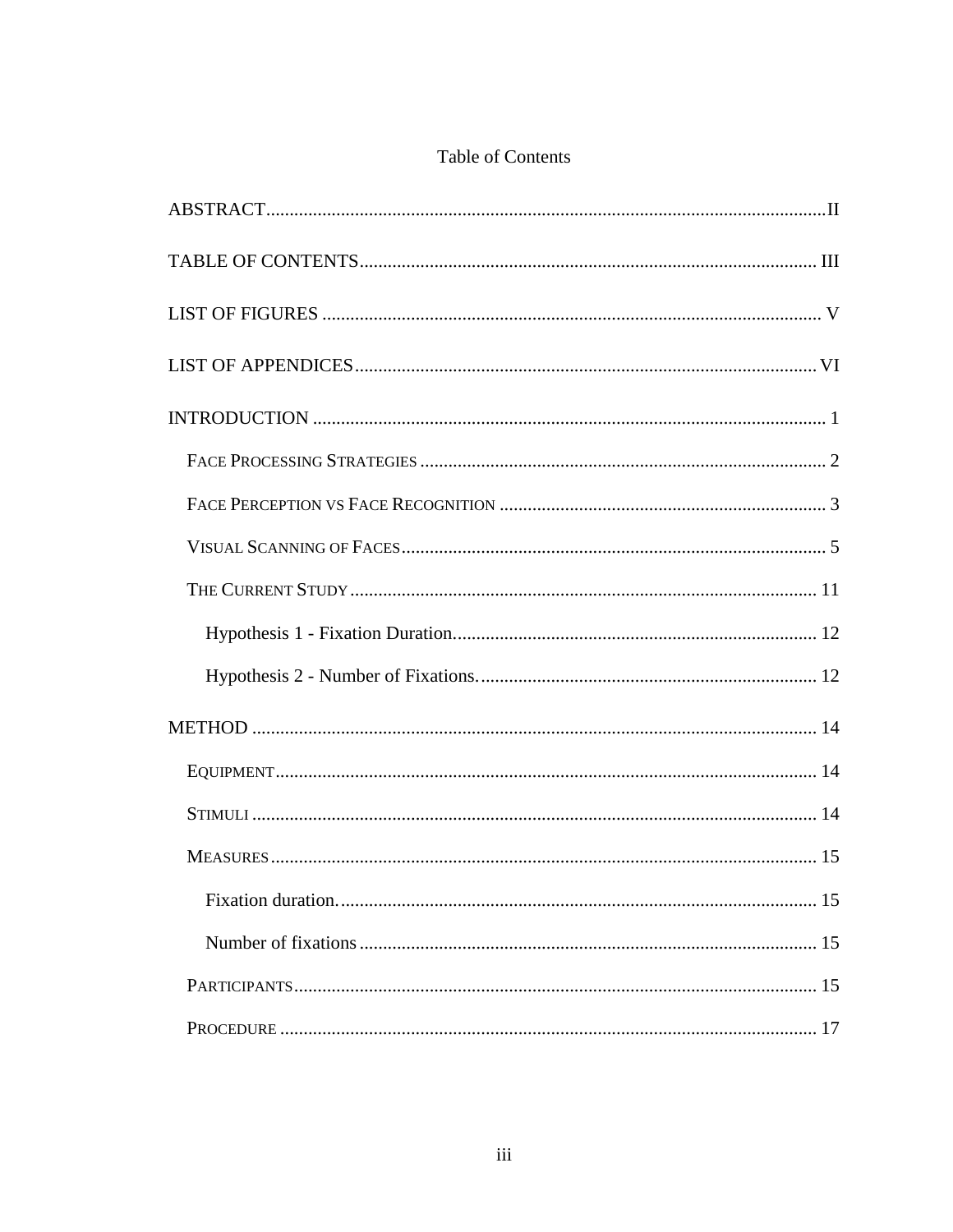# Table of Contents

ABSTRACT ..... II

TABLE OF CONTENTS ..... III

LIST OF FIGURES ..... V

LIST OF APPENDICES ..... VI

INTRODUCTION ..... 1

- FACE PROCESSING STRATEGIES ..... 2
- FACE PERCEPTION VS FACE RECOGNITION ..... 3
- VISUAL SCANNING OF FACES ..... 5
- THE CURRENT STUDY ..... 11
  - Hypothesis 1 - Fixation Duration. ..... 12
  - Hypothesis 2 - Number of Fixations. ..... 12

METHOD ..... 14

- EQUIPMENT ..... 14
- STIMULI ..... 14
- MEASURES ..... 15
  - Fixation duration. ..... 15
  - Number of fixations ..... 15
- PARTICIPANTS ..... 15
- PROCEDURE ..... 17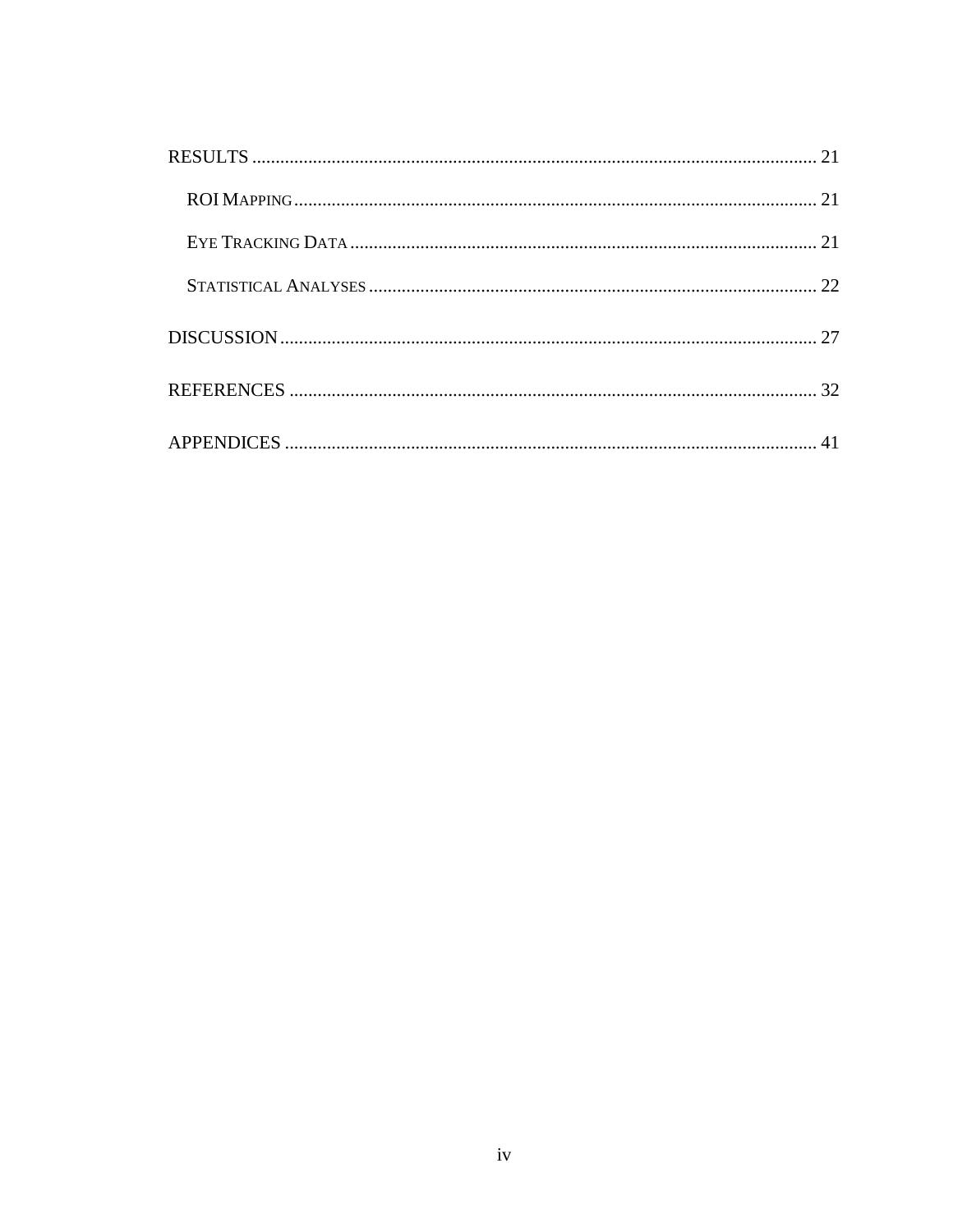RESULTS ........................................................................................................................ 21

ROI MAPPING ................................................................................................................ 21

EYE TRACKING DATA ................................................................................................... 21

STATISTICAL ANALYSES ............................................................................................... 22

DISCUSSION .................................................................................................................. 27

REFERENCES ................................................................................................................ 32

APPENDICES ................................................................................................................. 41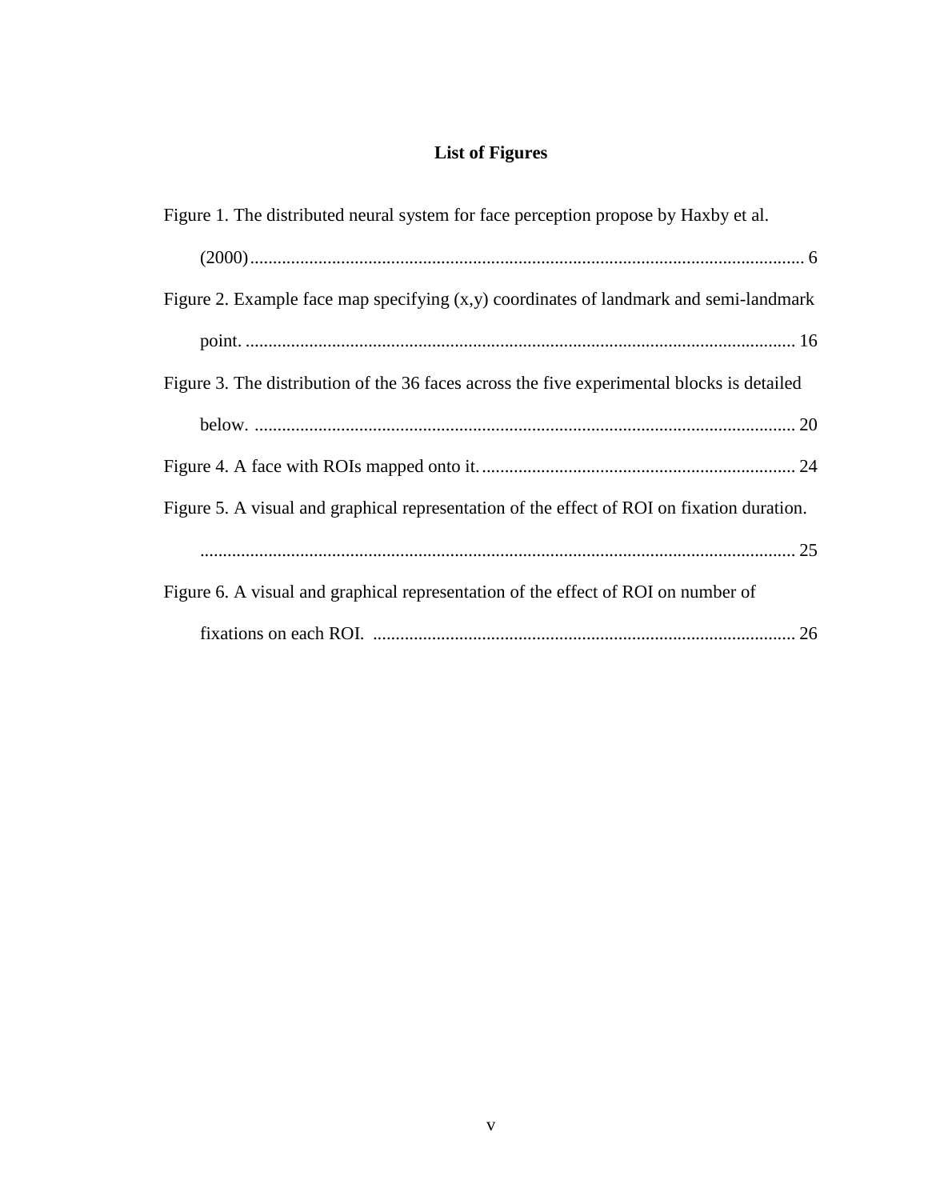# List of Figures

Figure 1. The distributed neural system for face perception propose by Haxby et al. (2000) ........ 6

Figure 2. Example face map specifying (x,y) coordinates of landmark and semi-landmark point. ........ 16

Figure 3. The distribution of the 36 faces across the five experimental blocks is detailed below. ........ 20

Figure 4. A face with ROIs mapped onto it. ........ 24

Figure 5. A visual and graphical representation of the effect of ROI on fixation duration. ........ 25

Figure 6. A visual and graphical representation of the effect of ROI on number of fixations on each ROI. ........ 26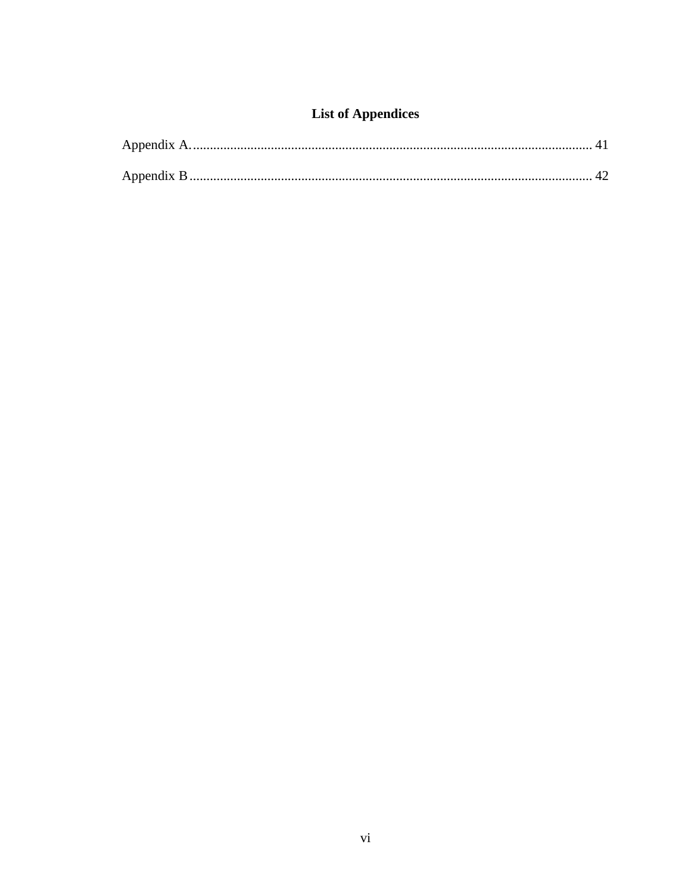# List of Appendices

Appendix A. ........................................................................................................................ 41

Appendix B ........................................................................................................................ 42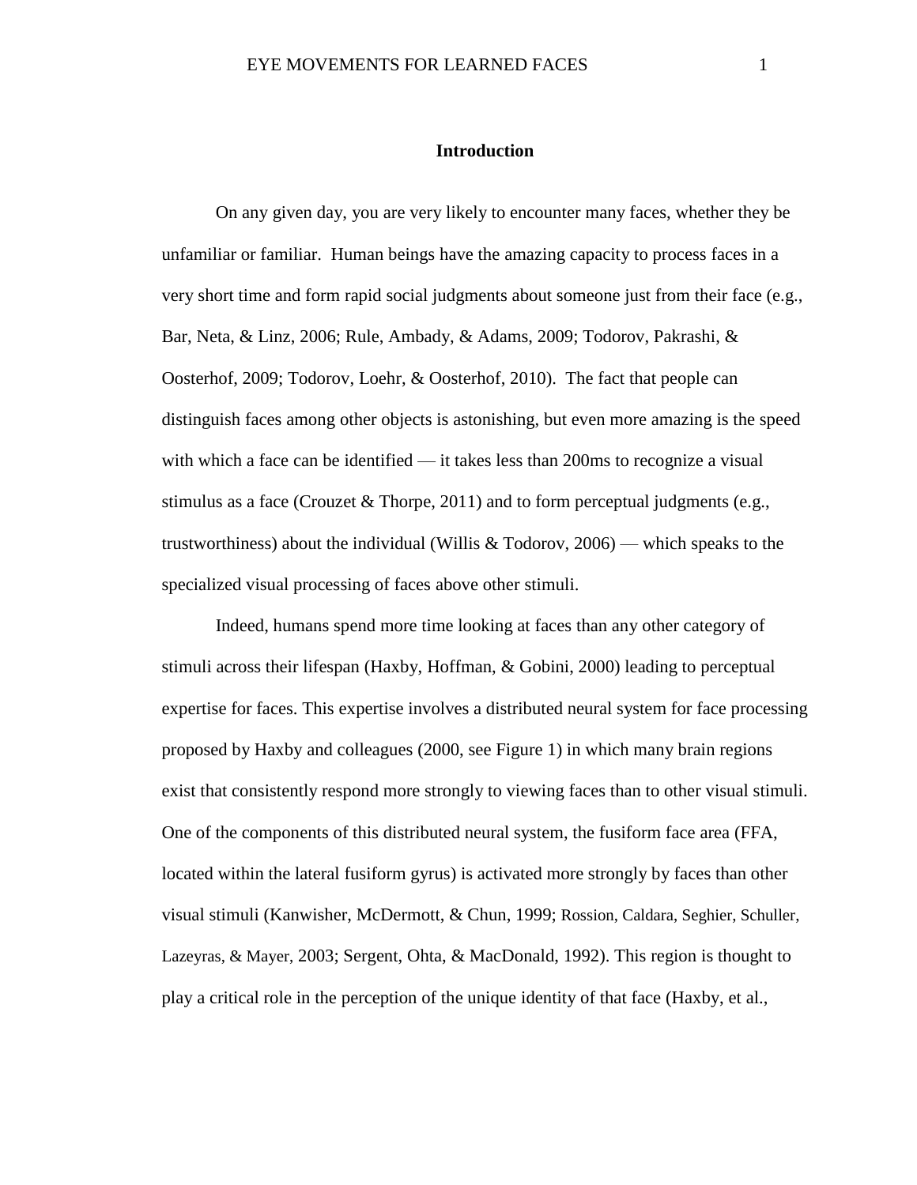# Introduction

On any given day, you are very likely to encounter many faces, whether they be unfamiliar or familiar. Human beings have the amazing capacity to process faces in a very short time and form rapid social judgments about someone just from their face (e.g., Bar, Neta, & Linz, 2006; Rule, Ambady, & Adams, 2009; Todorov, Pakrashi, & Oosterhof, 2009; Todorov, Loehr, & Oosterhof, 2010). The fact that people can distinguish faces among other objects is astonishing, but even more amazing is the speed with which a face can be identified — it takes less than 200ms to recognize a visual stimulus as a face (Crouzet & Thorpe, 2011) and to form perceptual judgments (e.g., trustworthiness) about the individual (Willis & Todorov, 2006) — which speaks to the specialized visual processing of faces above other stimuli.

Indeed, humans spend more time looking at faces than any other category of stimuli across their lifespan (Haxby, Hoffman, & Gobini, 2000) leading to perceptual expertise for faces. This expertise involves a distributed neural system for face processing proposed by Haxby and colleagues (2000, see Figure 1) in which many brain regions exist that consistently respond more strongly to viewing faces than to other visual stimuli. One of the components of this distributed neural system, the fusiform face area (FFA, located within the lateral fusiform gyrus) is activated more strongly by faces than other visual stimuli (Kanwisher, McDermott, & Chun, 1999; Rossion, Caldara, Seghier, Schuller, Lazeyras, & Mayer, 2003; Sergent, Ohta, & MacDonald, 1992). This region is thought to play a critical role in the perception of the unique identity of that face (Haxby, et al.,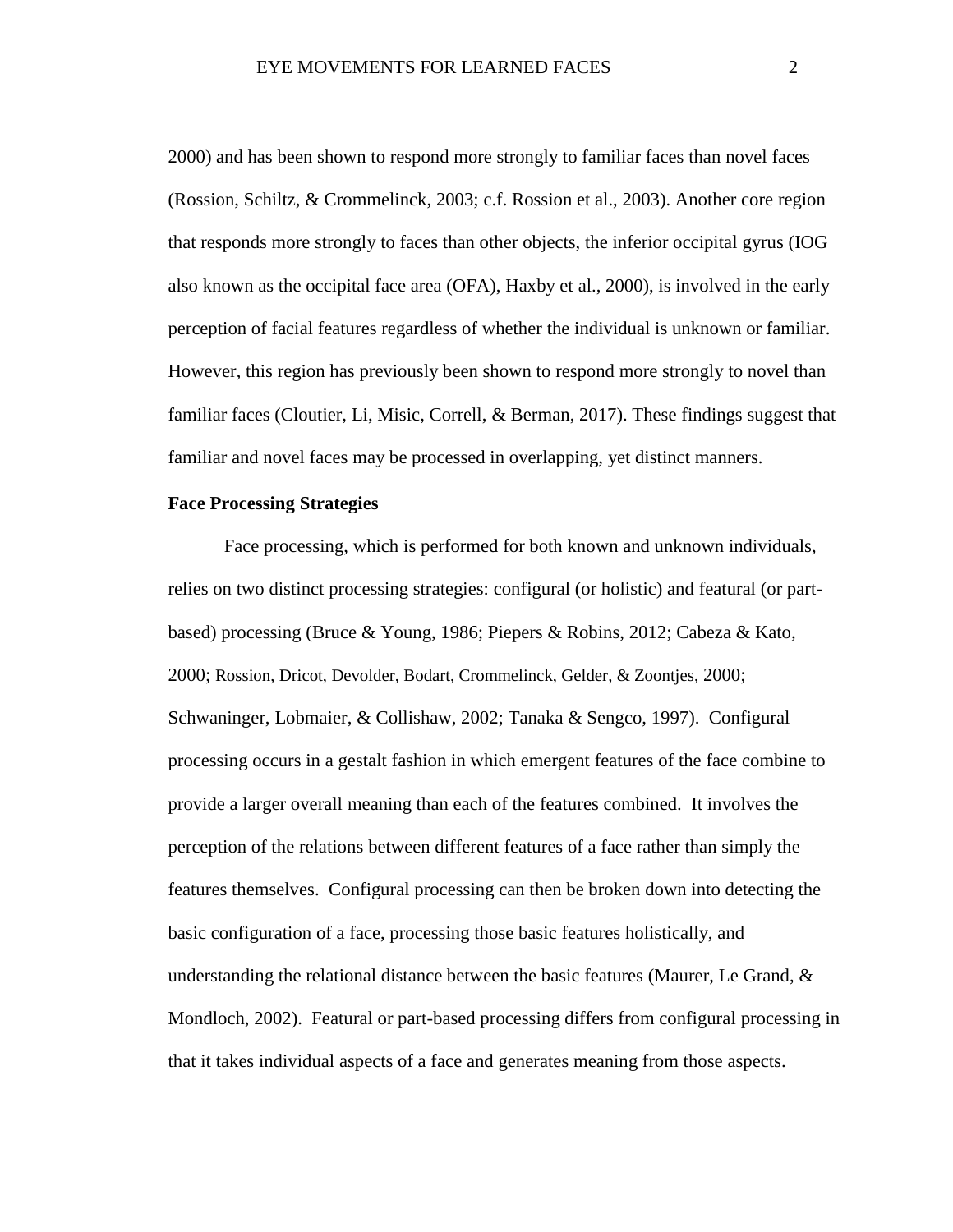2000) and has been shown to respond more strongly to familiar faces than novel faces (Rossion, Schiltz, & Crommelinck, 2003; c.f. Rossion et al., 2003). Another core region that responds more strongly to faces than other objects, the inferior occipital gyrus (IOG also known as the occipital face area (OFA), Haxby et al., 2000), is involved in the early perception of facial features regardless of whether the individual is unknown or familiar. However, this region has previously been shown to respond more strongly to novel than familiar faces (Cloutier, Li, Misic, Correll, & Berman, 2017). These findings suggest that familiar and novel faces may be processed in overlapping, yet distinct manners.

**Face Processing Strategies**

Face processing, which is performed for both known and unknown individuals, relies on two distinct processing strategies: configural (or holistic) and featural (or part-based) processing (Bruce & Young, 1986; Piepers & Robins, 2012; Cabeza & Kato, 2000; Rossion, Dricot, Devolder, Bodart, Crommelinck, Gelder, & Zoontjes, 2000; Schwaninger, Lobmaier, & Collishaw, 2002; Tanaka & Sengco, 1997). Configural processing occurs in a gestalt fashion in which emergent features of the face combine to provide a larger overall meaning than each of the features combined. It involves the perception of the relations between different features of a face rather than simply the features themselves. Configural processing can then be broken down into detecting the basic configuration of a face, processing those basic features holistically, and understanding the relational distance between the basic features (Maurer, Le Grand, & Mondloch, 2002). Featural or part-based processing differs from configural processing in that it takes individual aspects of a face and generates meaning from those aspects.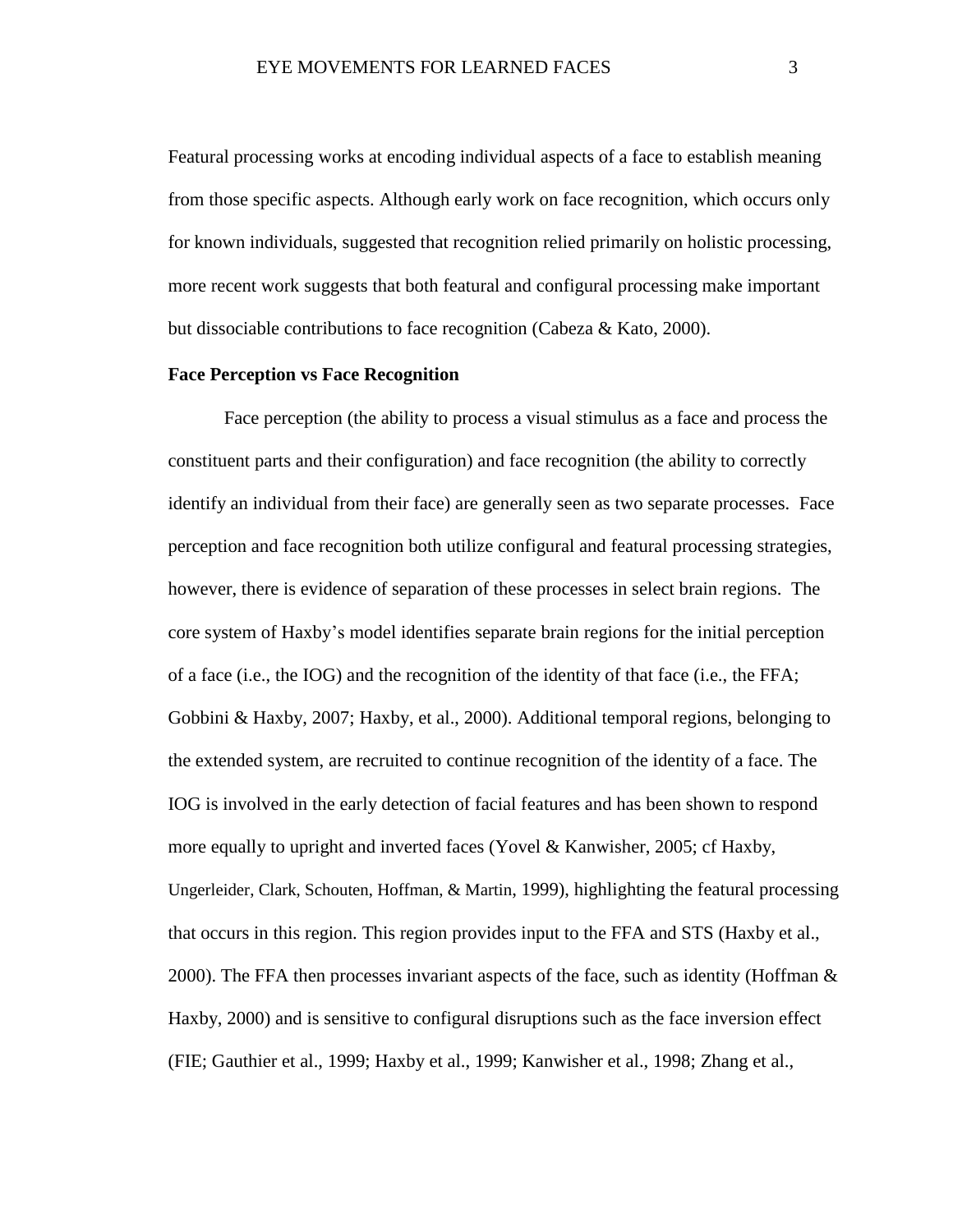Featural processing works at encoding individual aspects of a face to establish meaning from those specific aspects. Although early work on face recognition, which occurs only for known individuals, suggested that recognition relied primarily on holistic processing, more recent work suggests that both featural and configural processing make important but dissociable contributions to face recognition (Cabeza & Kato, 2000).

**Face Perception vs Face Recognition**

Face perception (the ability to process a visual stimulus as a face and process the constituent parts and their configuration) and face recognition (the ability to correctly identify an individual from their face) are generally seen as two separate processes. Face perception and face recognition both utilize configural and featural processing strategies, however, there is evidence of separation of these processes in select brain regions. The core system of Haxby's model identifies separate brain regions for the initial perception of a face (i.e., the IOG) and the recognition of the identity of that face (i.e., the FFA; Gobbini & Haxby, 2007; Haxby, et al., 2000). Additional temporal regions, belonging to the extended system, are recruited to continue recognition of the identity of a face. The IOG is involved in the early detection of facial features and has been shown to respond more equally to upright and inverted faces (Yovel & Kanwisher, 2005; cf Haxby, Ungerleider, Clark, Schouten, Hoffman, & Martin, 1999), highlighting the featural processing that occurs in this region. This region provides input to the FFA and STS (Haxby et al., 2000). The FFA then processes invariant aspects of the face, such as identity (Hoffman & Haxby, 2000) and is sensitive to configural disruptions such as the face inversion effect (FIE; Gauthier et al., 1999; Haxby et al., 1999; Kanwisher et al., 1998; Zhang et al.,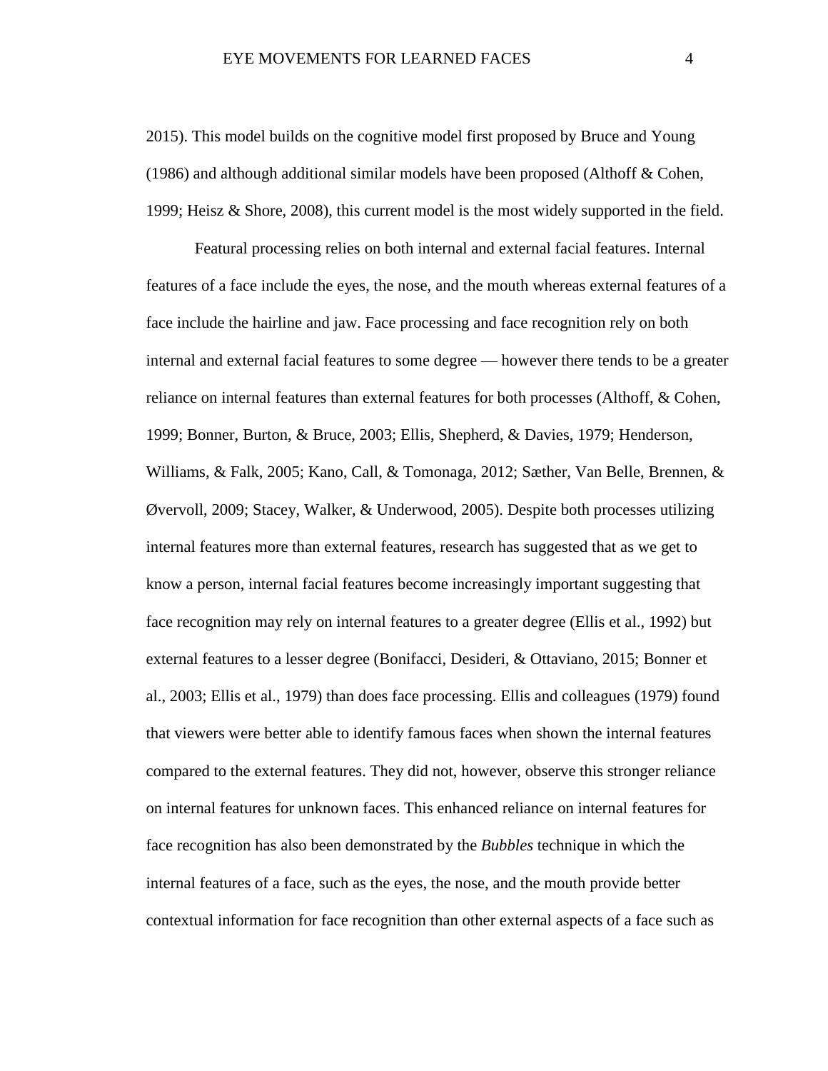2015). This model builds on the cognitive model first proposed by Bruce and Young (1986) and although additional similar models have been proposed (Althoff & Cohen, 1999; Heisz & Shore, 2008), this current model is the most widely supported in the field.

Featural processing relies on both internal and external facial features. Internal features of a face include the eyes, the nose, and the mouth whereas external features of a face include the hairline and jaw. Face processing and face recognition rely on both internal and external facial features to some degree — however there tends to be a greater reliance on internal features than external features for both processes (Althoff, & Cohen, 1999; Bonner, Burton, & Bruce, 2003; Ellis, Shepherd, & Davies, 1979; Henderson, Williams, & Falk, 2005; Kano, Call, & Tomonaga, 2012; Sæther, Van Belle, Brennen, & Øvervoll, 2009; Stacey, Walker, & Underwood, 2005). Despite both processes utilizing internal features more than external features, research has suggested that as we get to know a person, internal facial features become increasingly important suggesting that face recognition may rely on internal features to a greater degree (Ellis et al., 1992) but external features to a lesser degree (Bonifacci, Desideri, & Ottaviano, 2015; Bonner et al., 2003; Ellis et al., 1979) than does face processing. Ellis and colleagues (1979) found that viewers were better able to identify famous faces when shown the internal features compared to the external features. They did not, however, observe this stronger reliance on internal features for unknown faces. This enhanced reliance on internal features for face recognition has also been demonstrated by the *Bubbles* technique in which the internal features of a face, such as the eyes, the nose, and the mouth provide better contextual information for face recognition than other external aspects of a face such as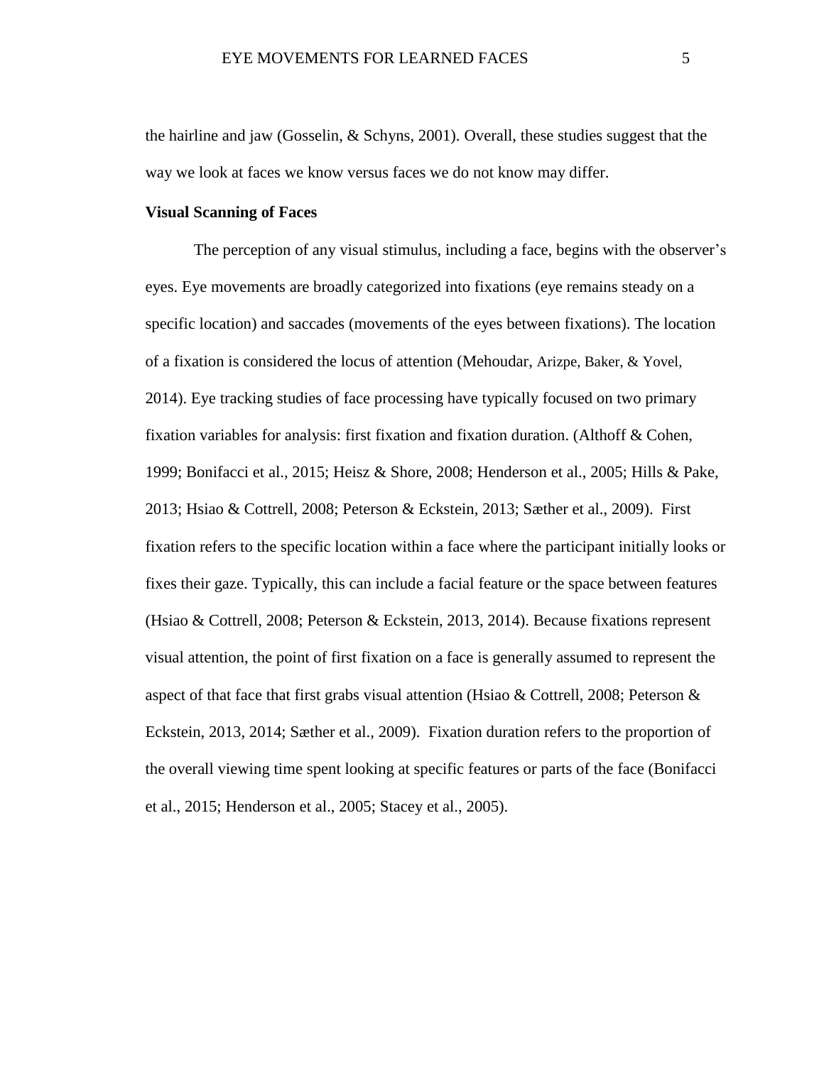the hairline and jaw (Gosselin, & Schyns, 2001). Overall, these studies suggest that the way we look at faces we know versus faces we do not know may differ.

**Visual Scanning of Faces**

The perception of any visual stimulus, including a face, begins with the observer's eyes. Eye movements are broadly categorized into fixations (eye remains steady on a specific location) and saccades (movements of the eyes between fixations). The location of a fixation is considered the locus of attention (Mehoudar, Arizpe, Baker, & Yovel, 2014). Eye tracking studies of face processing have typically focused on two primary fixation variables for analysis: first fixation and fixation duration. (Althoff & Cohen, 1999; Bonifacci et al., 2015; Heisz & Shore, 2008; Henderson et al., 2005; Hills & Pake, 2013; Hsiao & Cottrell, 2008; Peterson & Eckstein, 2013; Sæther et al., 2009). First fixation refers to the specific location within a face where the participant initially looks or fixes their gaze. Typically, this can include a facial feature or the space between features (Hsiao & Cottrell, 2008; Peterson & Eckstein, 2013, 2014). Because fixations represent visual attention, the point of first fixation on a face is generally assumed to represent the aspect of that face that first grabs visual attention (Hsiao & Cottrell, 2008; Peterson & Eckstein, 2013, 2014; Sæther et al., 2009). Fixation duration refers to the proportion of the overall viewing time spent looking at specific features or parts of the face (Bonifacci et al., 2015; Henderson et al., 2005; Stacey et al., 2005).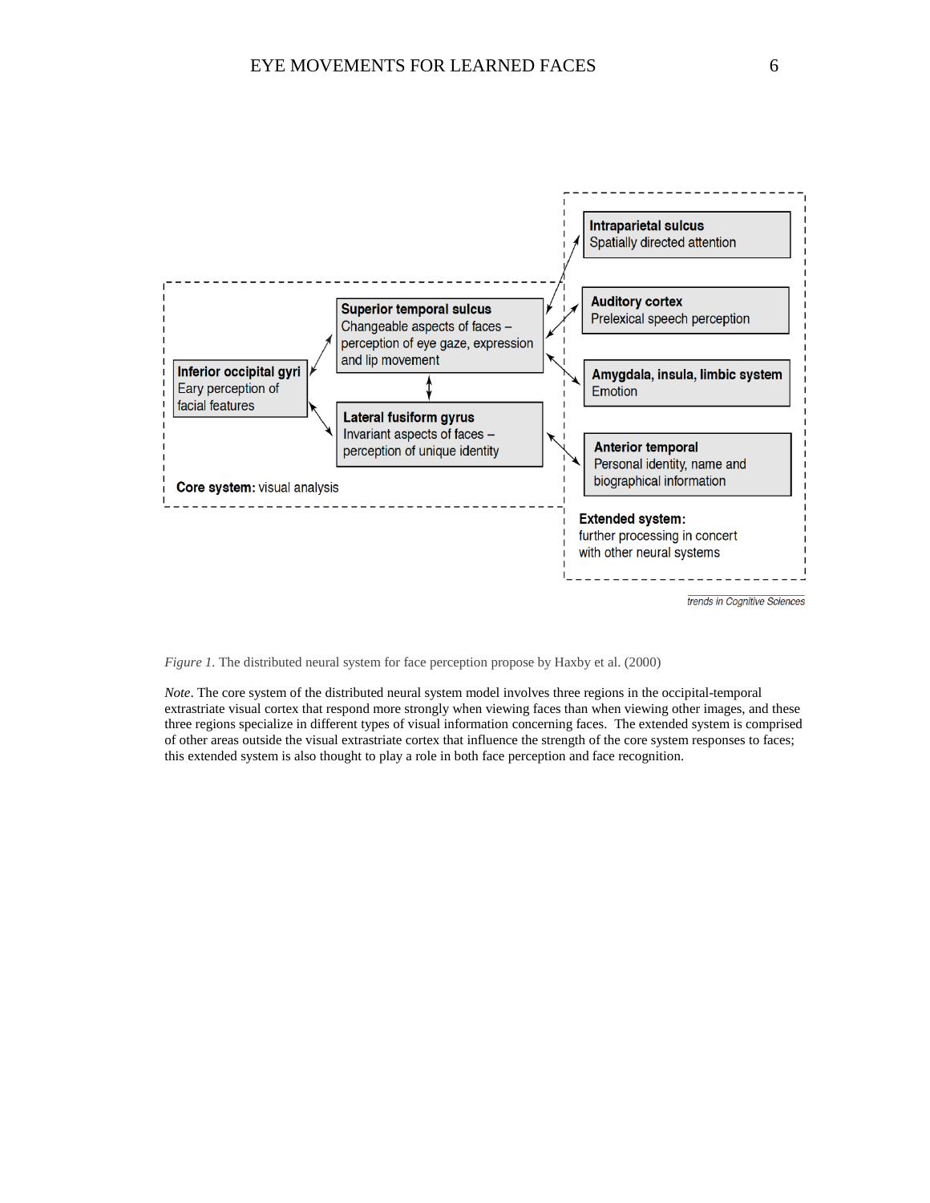**Intraparietal sulcus**
Spatially directed attention

**Superior temporal sulcus**
Changeable aspects of faces – perception of eye gaze, expression and lip movement

**Auditory cortex**
Prelexical speech perception

**Inferior occipital gyri**
Eary perception of facial features

**Amygdala, insula, limbic system**
Emotion

**Lateral fusiform gyrus**
Invariant aspects of faces – perception of unique identity

**Anterior temporal**
Personal identity, name and biographical information

**Core system:** visual analysis

**Extended system:**
further processing in concert with other neural systems

trends in Cognitive Sciences

*Figure 1*. The distributed neural system for face perception propose by Haxby et al. (2000)

*Note*. The core system of the distributed neural system model involves three regions in the occipital-temporal extrastriate visual cortex that respond more strongly when viewing faces than when viewing other images, and these three regions specialize in different types of visual information concerning faces. The extended system is comprised of other areas outside the visual extrastriate cortex that influence the strength of the core system responses to faces; this extended system is also thought to play a role in both face perception and face recognition.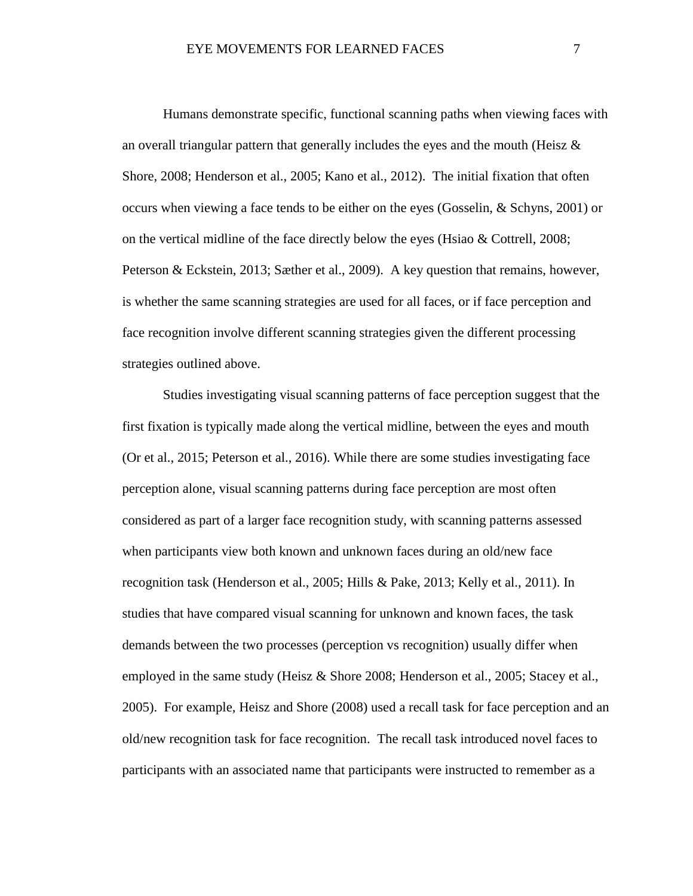Humans demonstrate specific, functional scanning paths when viewing faces with an overall triangular pattern that generally includes the eyes and the mouth (Heisz & Shore, 2008; Henderson et al., 2005; Kano et al., 2012). The initial fixation that often occurs when viewing a face tends to be either on the eyes (Gosselin, & Schyns, 2001) or on the vertical midline of the face directly below the eyes (Hsiao & Cottrell, 2008; Peterson & Eckstein, 2013; Sæther et al., 2009). A key question that remains, however, is whether the same scanning strategies are used for all faces, or if face perception and face recognition involve different scanning strategies given the different processing strategies outlined above.

Studies investigating visual scanning patterns of face perception suggest that the first fixation is typically made along the vertical midline, between the eyes and mouth (Or et al., 2015; Peterson et al., 2016). While there are some studies investigating face perception alone, visual scanning patterns during face perception are most often considered as part of a larger face recognition study, with scanning patterns assessed when participants view both known and unknown faces during an old/new face recognition task (Henderson et al., 2005; Hills & Pake, 2013; Kelly et al., 2011). In studies that have compared visual scanning for unknown and known faces, the task demands between the two processes (perception vs recognition) usually differ when employed in the same study (Heisz & Shore 2008; Henderson et al., 2005; Stacey et al., 2005). For example, Heisz and Shore (2008) used a recall task for face perception and an old/new recognition task for face recognition. The recall task introduced novel faces to participants with an associated name that participants were instructed to remember as a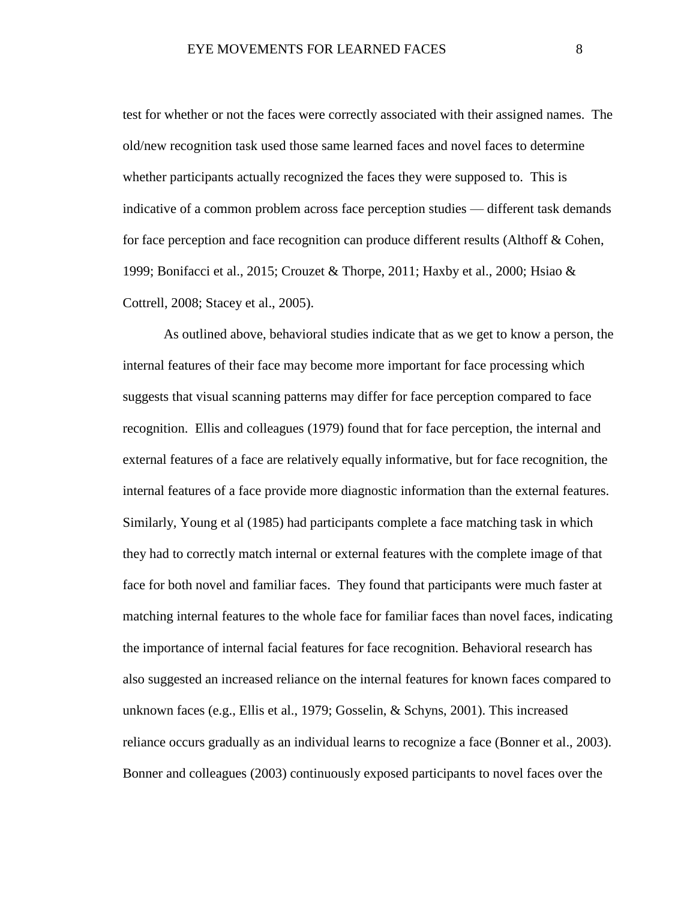test for whether or not the faces were correctly associated with their assigned names. The old/new recognition task used those same learned faces and novel faces to determine whether participants actually recognized the faces they were supposed to. This is indicative of a common problem across face perception studies — different task demands for face perception and face recognition can produce different results (Althoff & Cohen, 1999; Bonifacci et al., 2015; Crouzet & Thorpe, 2011; Haxby et al., 2000; Hsiao & Cottrell, 2008; Stacey et al., 2005).

As outlined above, behavioral studies indicate that as we get to know a person, the internal features of their face may become more important for face processing which suggests that visual scanning patterns may differ for face perception compared to face recognition. Ellis and colleagues (1979) found that for face perception, the internal and external features of a face are relatively equally informative, but for face recognition, the internal features of a face provide more diagnostic information than the external features. Similarly, Young et al (1985) had participants complete a face matching task in which they had to correctly match internal or external features with the complete image of that face for both novel and familiar faces. They found that participants were much faster at matching internal features to the whole face for familiar faces than novel faces, indicating the importance of internal facial features for face recognition. Behavioral research has also suggested an increased reliance on the internal features for known faces compared to unknown faces (e.g., Ellis et al., 1979; Gosselin, & Schyns, 2001). This increased reliance occurs gradually as an individual learns to recognize a face (Bonner et al., 2003). Bonner and colleagues (2003) continuously exposed participants to novel faces over the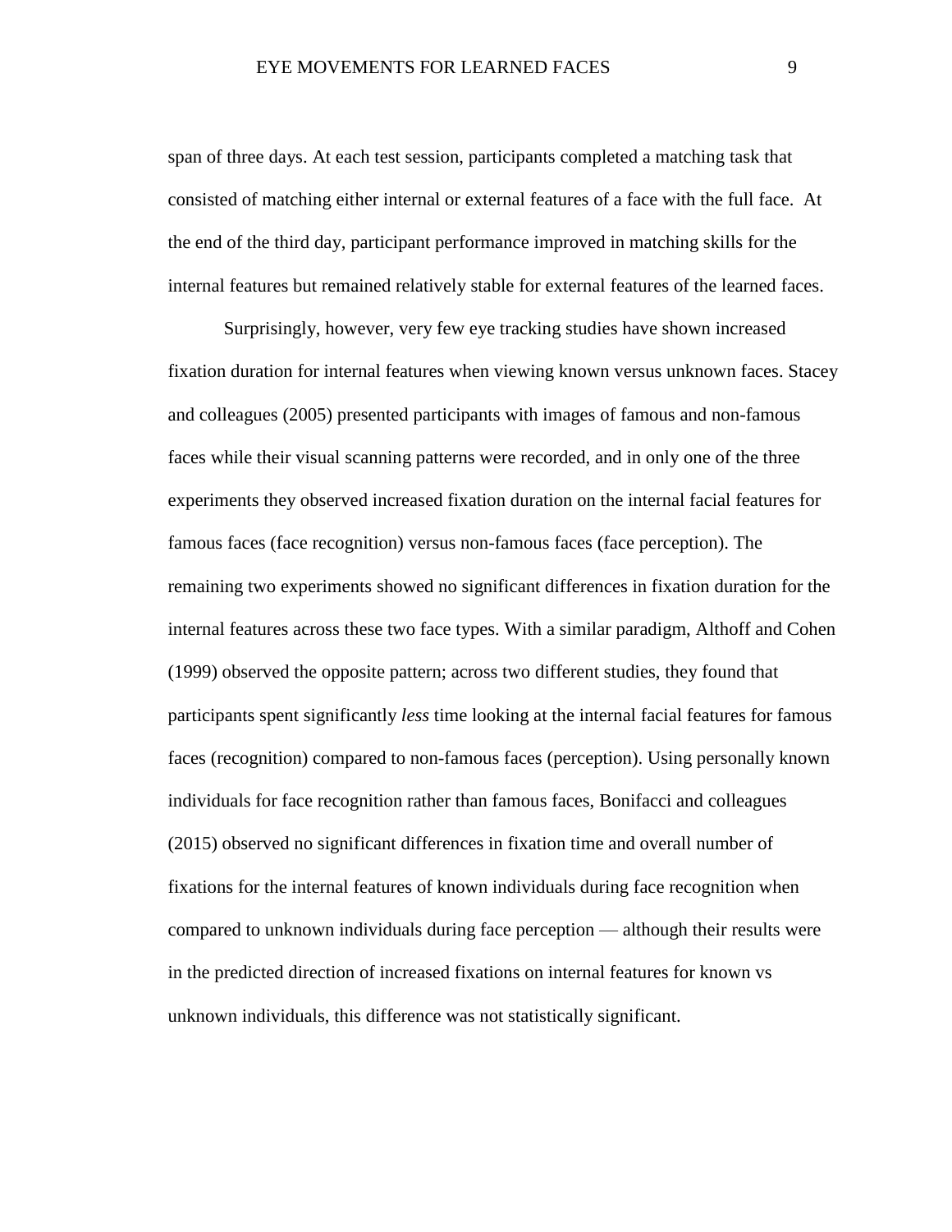span of three days. At each test session, participants completed a matching task that consisted of matching either internal or external features of a face with the full face. At the end of the third day, participant performance improved in matching skills for the internal features but remained relatively stable for external features of the learned faces.

Surprisingly, however, very few eye tracking studies have shown increased fixation duration for internal features when viewing known versus unknown faces. Stacey and colleagues (2005) presented participants with images of famous and non-famous faces while their visual scanning patterns were recorded, and in only one of the three experiments they observed increased fixation duration on the internal facial features for famous faces (face recognition) versus non-famous faces (face perception). The remaining two experiments showed no significant differences in fixation duration for the internal features across these two face types. With a similar paradigm, Althoff and Cohen (1999) observed the opposite pattern; across two different studies, they found that participants spent significantly *less* time looking at the internal facial features for famous faces (recognition) compared to non-famous faces (perception). Using personally known individuals for face recognition rather than famous faces, Bonifacci and colleagues (2015) observed no significant differences in fixation time and overall number of fixations for the internal features of known individuals during face recognition when compared to unknown individuals during face perception — although their results were in the predicted direction of increased fixations on internal features for known vs unknown individuals, this difference was not statistically significant.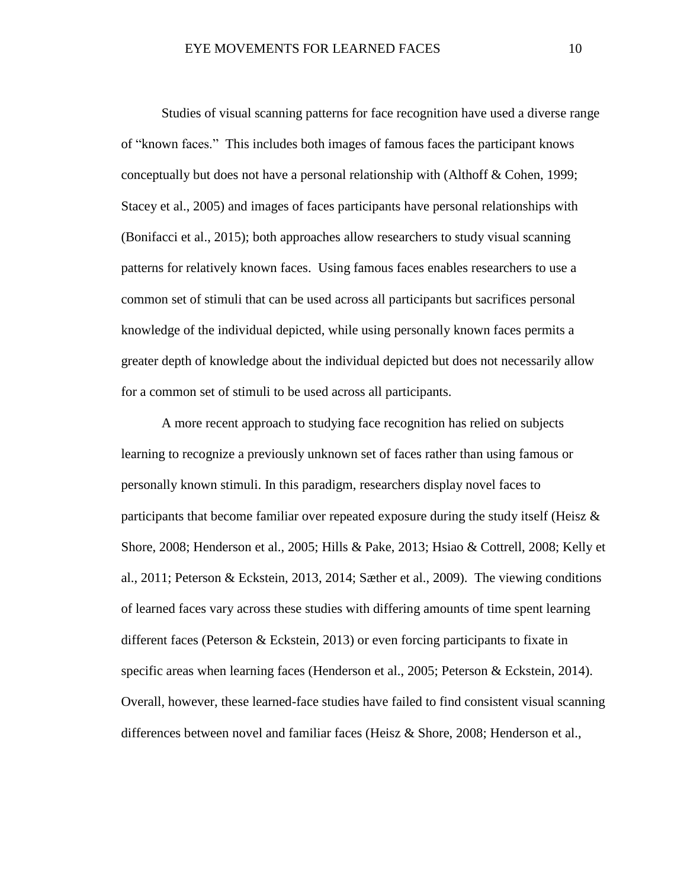Studies of visual scanning patterns for face recognition have used a diverse range of "known faces." This includes both images of famous faces the participant knows conceptually but does not have a personal relationship with (Althoff & Cohen, 1999; Stacey et al., 2005) and images of faces participants have personal relationships with (Bonifacci et al., 2015); both approaches allow researchers to study visual scanning patterns for relatively known faces. Using famous faces enables researchers to use a common set of stimuli that can be used across all participants but sacrifices personal knowledge of the individual depicted, while using personally known faces permits a greater depth of knowledge about the individual depicted but does not necessarily allow for a common set of stimuli to be used across all participants.

A more recent approach to studying face recognition has relied on subjects learning to recognize a previously unknown set of faces rather than using famous or personally known stimuli. In this paradigm, researchers display novel faces to participants that become familiar over repeated exposure during the study itself (Heisz & Shore, 2008; Henderson et al., 2005; Hills & Pake, 2013; Hsiao & Cottrell, 2008; Kelly et al., 2011; Peterson & Eckstein, 2013, 2014; Sæther et al., 2009). The viewing conditions of learned faces vary across these studies with differing amounts of time spent learning different faces (Peterson & Eckstein, 2013) or even forcing participants to fixate in specific areas when learning faces (Henderson et al., 2005; Peterson & Eckstein, 2014). Overall, however, these learned-face studies have failed to find consistent visual scanning differences between novel and familiar faces (Heisz & Shore, 2008; Henderson et al.,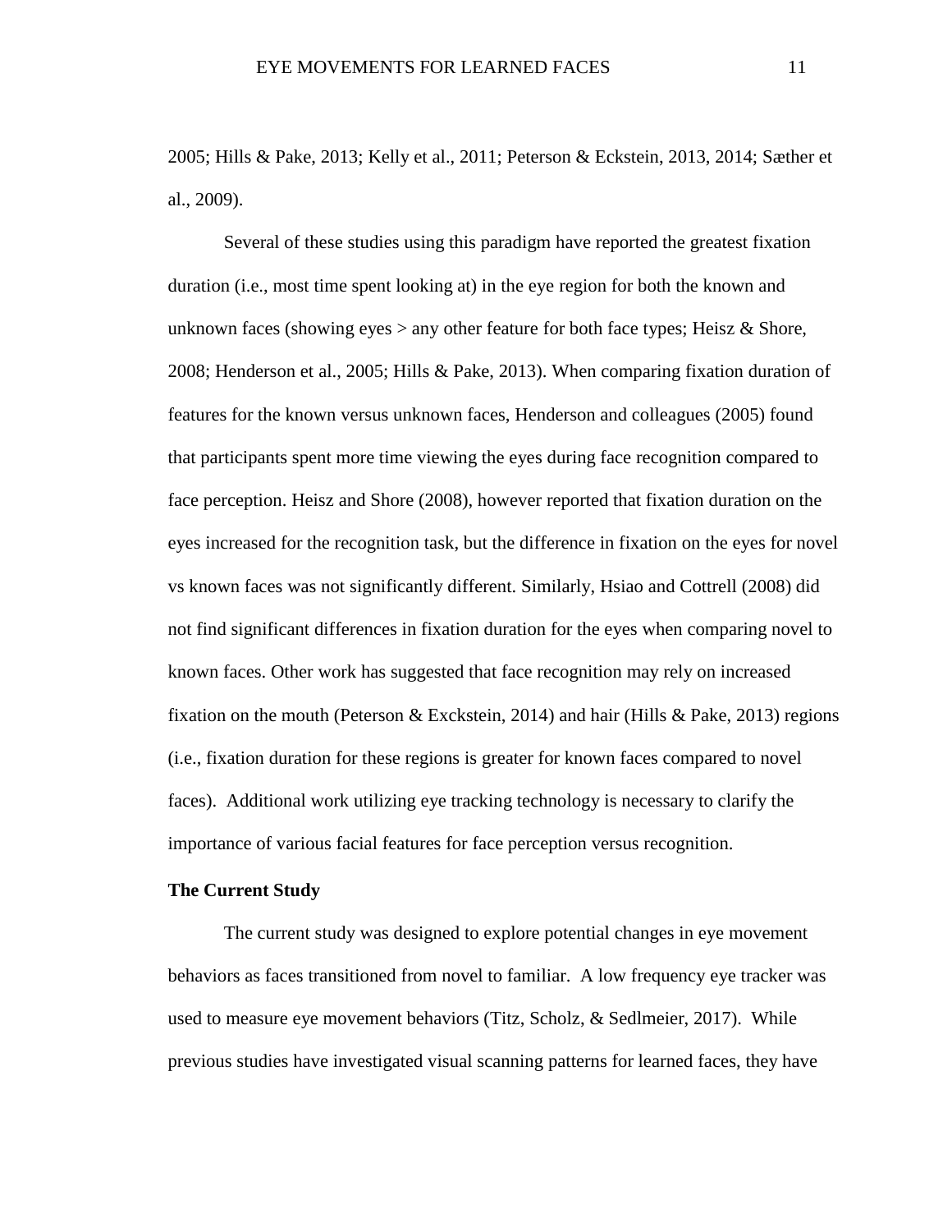2005; Hills & Pake, 2013; Kelly et al., 2011; Peterson & Eckstein, 2013, 2014; Sæther et al., 2009).

Several of these studies using this paradigm have reported the greatest fixation duration (i.e., most time spent looking at) in the eye region for both the known and unknown faces (showing eyes > any other feature for both face types; Heisz & Shore, 2008; Henderson et al., 2005; Hills & Pake, 2013). When comparing fixation duration of features for the known versus unknown faces, Henderson and colleagues (2005) found that participants spent more time viewing the eyes during face recognition compared to face perception. Heisz and Shore (2008), however reported that fixation duration on the eyes increased for the recognition task, but the difference in fixation on the eyes for novel vs known faces was not significantly different. Similarly, Hsiao and Cottrell (2008) did not find significant differences in fixation duration for the eyes when comparing novel to known faces. Other work has suggested that face recognition may rely on increased fixation on the mouth (Peterson & Exckstein, 2014) and hair (Hills & Pake, 2013) regions (i.e., fixation duration for these regions is greater for known faces compared to novel faces). Additional work utilizing eye tracking technology is necessary to clarify the importance of various facial features for face perception versus recognition.

**The Current Study**

The current study was designed to explore potential changes in eye movement behaviors as faces transitioned from novel to familiar. A low frequency eye tracker was used to measure eye movement behaviors (Titz, Scholz, & Sedlmeier, 2017). While previous studies have investigated visual scanning patterns for learned faces, they have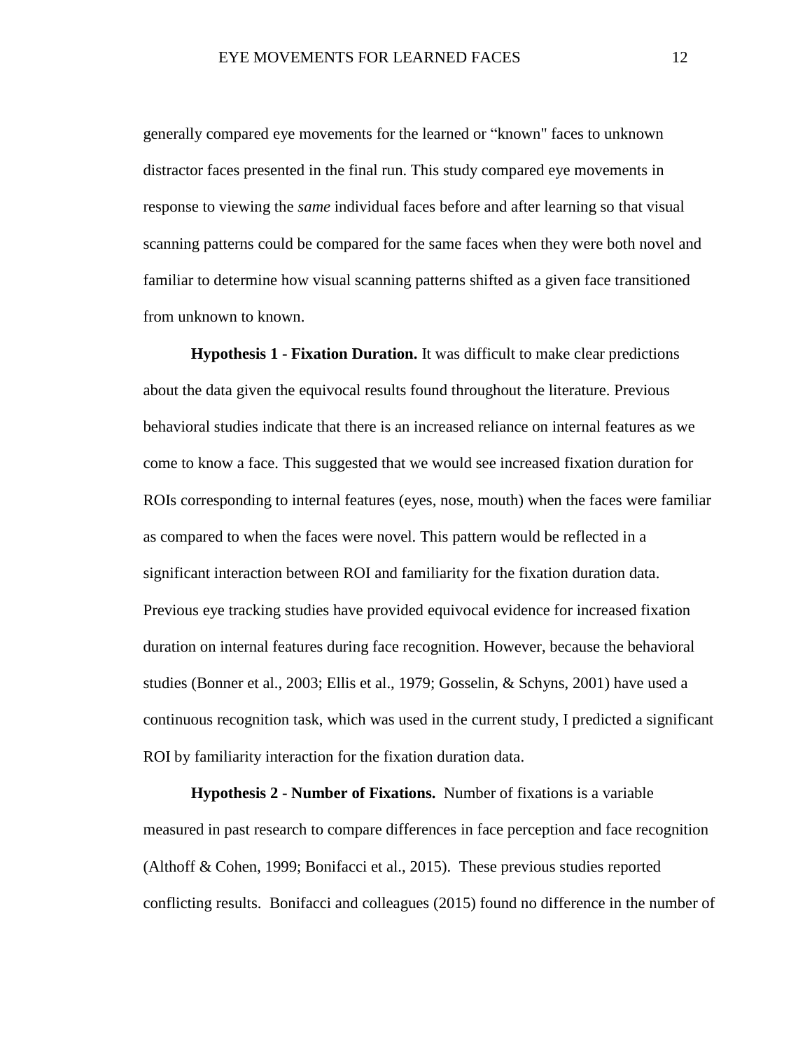generally compared eye movements for the learned or “known" faces to unknown distractor faces presented in the final run. This study compared eye movements in response to viewing the *same* individual faces before and after learning so that visual scanning patterns could be compared for the same faces when they were both novel and familiar to determine how visual scanning patterns shifted as a given face transitioned from unknown to known.

**Hypothesis 1 - Fixation Duration.** It was difficult to make clear predictions about the data given the equivocal results found throughout the literature. Previous behavioral studies indicate that there is an increased reliance on internal features as we come to know a face. This suggested that we would see increased fixation duration for ROIs corresponding to internal features (eyes, nose, mouth) when the faces were familiar as compared to when the faces were novel. This pattern would be reflected in a significant interaction between ROI and familiarity for the fixation duration data. Previous eye tracking studies have provided equivocal evidence for increased fixation duration on internal features during face recognition. However, because the behavioral studies (Bonner et al., 2003; Ellis et al., 1979; Gosselin, & Schyns, 2001) have used a continuous recognition task, which was used in the current study, I predicted a significant ROI by familiarity interaction for the fixation duration data.

**Hypothesis 2 - Number of Fixations.** Number of fixations is a variable measured in past research to compare differences in face perception and face recognition (Althoff & Cohen, 1999; Bonifacci et al., 2015). These previous studies reported conflicting results. Bonifacci and colleagues (2015) found no difference in the number of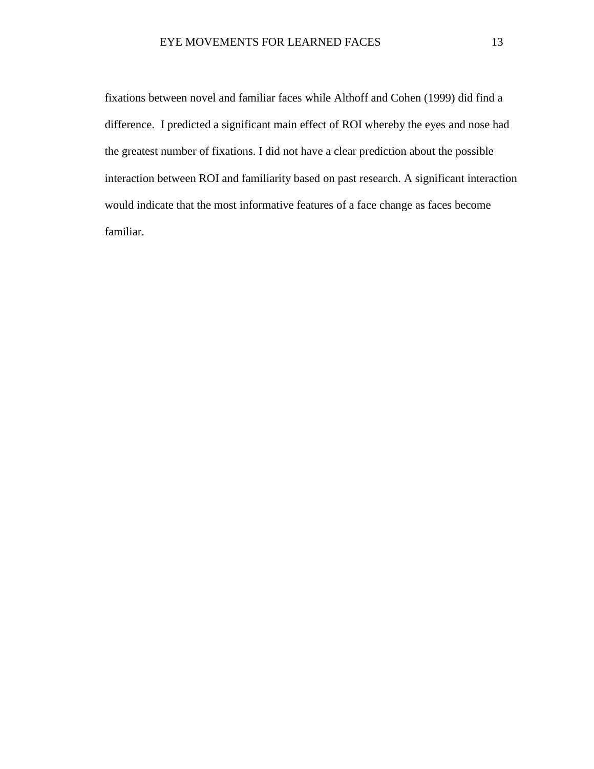fixations between novel and familiar faces while Althoff and Cohen (1999) did find a difference. I predicted a significant main effect of ROI whereby the eyes and nose had the greatest number of fixations. I did not have a clear prediction about the possible interaction between ROI and familiarity based on past research. A significant interaction would indicate that the most informative features of a face change as faces become familiar.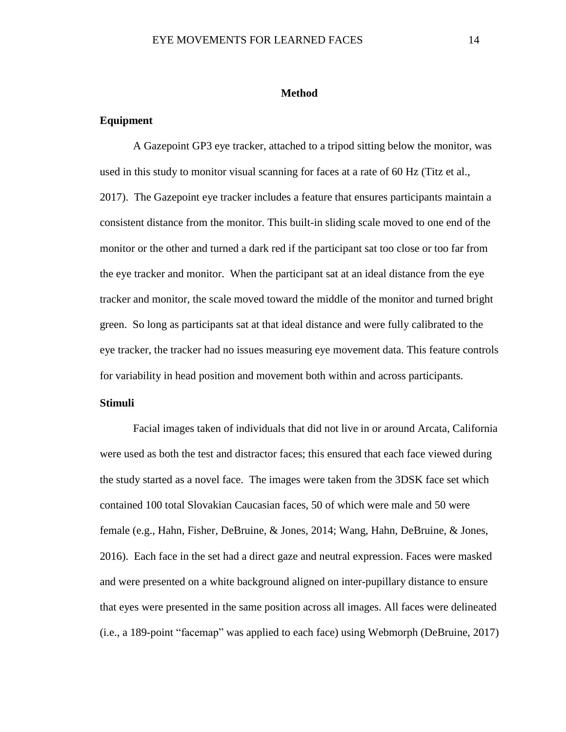## Method

### Equipment

A Gazepoint GP3 eye tracker, attached to a tripod sitting below the monitor, was used in this study to monitor visual scanning for faces at a rate of 60 Hz (Titz et al., 2017). The Gazepoint eye tracker includes a feature that ensures participants maintain a consistent distance from the monitor. This built-in sliding scale moved to one end of the monitor or the other and turned a dark red if the participant sat too close or too far from the eye tracker and monitor. When the participant sat at an ideal distance from the eye tracker and monitor, the scale moved toward the middle of the monitor and turned bright green. So long as participants sat at that ideal distance and were fully calibrated to the eye tracker, the tracker had no issues measuring eye movement data. This feature controls for variability in head position and movement both within and across participants.

### Stimuli

Facial images taken of individuals that did not live in or around Arcata, California were used as both the test and distractor faces; this ensured that each face viewed during the study started as a novel face. The images were taken from the 3DSK face set which contained 100 total Slovakian Caucasian faces, 50 of which were male and 50 were female (e.g., Hahn, Fisher, DeBruine, & Jones, 2014; Wang, Hahn, DeBruine, & Jones, 2016). Each face in the set had a direct gaze and neutral expression. Faces were masked and were presented on a white background aligned on inter-pupillary distance to ensure that eyes were presented in the same position across all images. All faces were delineated (i.e., a 189-point "facemap" was applied to each face) using Webmorph (DeBruine, 2017)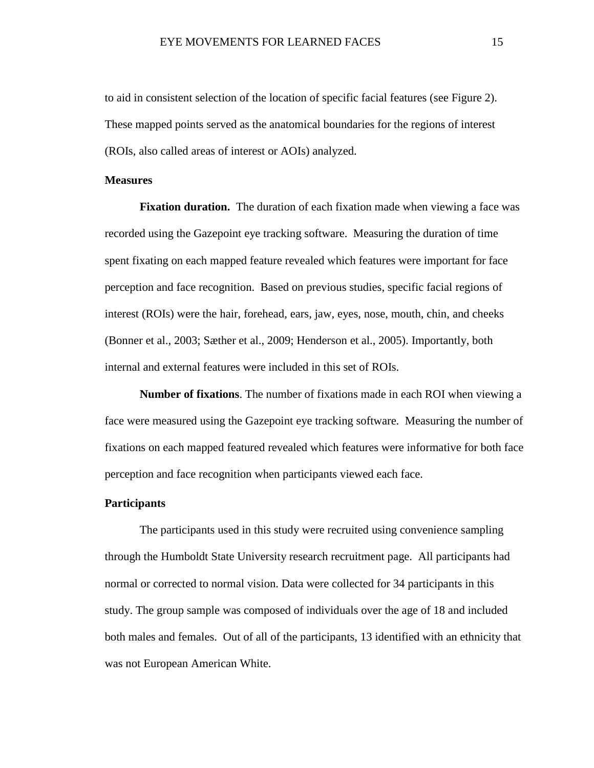to aid in consistent selection of the location of specific facial features (see Figure 2). These mapped points served as the anatomical boundaries for the regions of interest (ROIs, also called areas of interest or AOIs) analyzed.

## Measures

**Fixation duration.** The duration of each fixation made when viewing a face was recorded using the Gazepoint eye tracking software. Measuring the duration of time spent fixating on each mapped feature revealed which features were important for face perception and face recognition. Based on previous studies, specific facial regions of interest (ROIs) were the hair, forehead, ears, jaw, eyes, nose, mouth, chin, and cheeks (Bonner et al., 2003; Sæther et al., 2009; Henderson et al., 2005). Importantly, both internal and external features were included in this set of ROIs.

**Number of fixations**. The number of fixations made in each ROI when viewing a face were measured using the Gazepoint eye tracking software. Measuring the number of fixations on each mapped featured revealed which features were informative for both face perception and face recognition when participants viewed each face.

## Participants

The participants used in this study were recruited using convenience sampling through the Humboldt State University research recruitment page. All participants had normal or corrected to normal vision. Data were collected for 34 participants in this study. The group sample was composed of individuals over the age of 18 and included both males and females. Out of all of the participants, 13 identified with an ethnicity that was not European American White.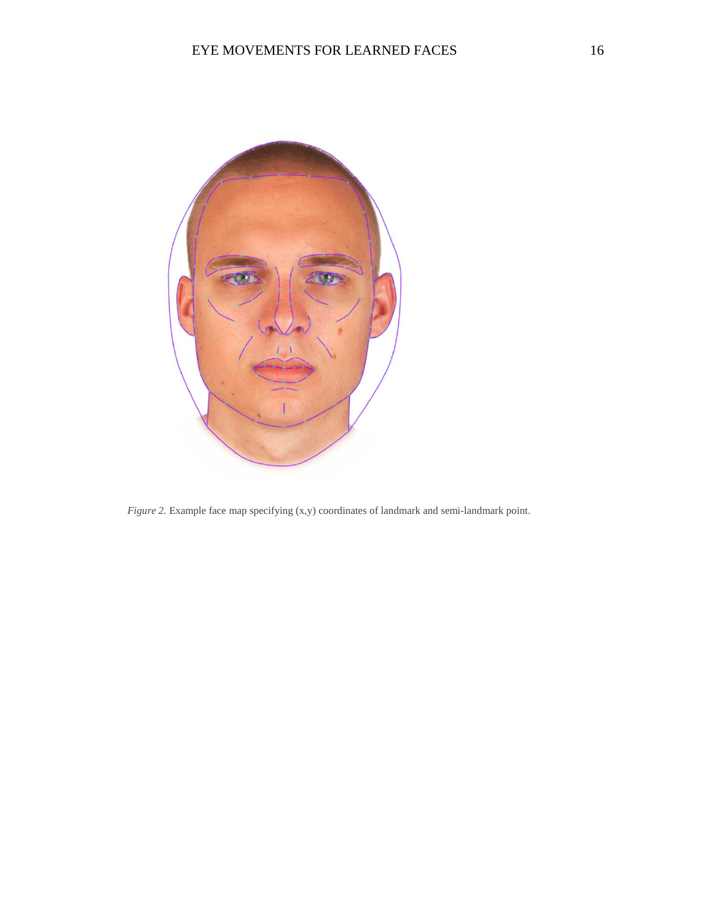*Figure 2.* Example face map specifying (x,y) coordinates of landmark and semi-landmark point.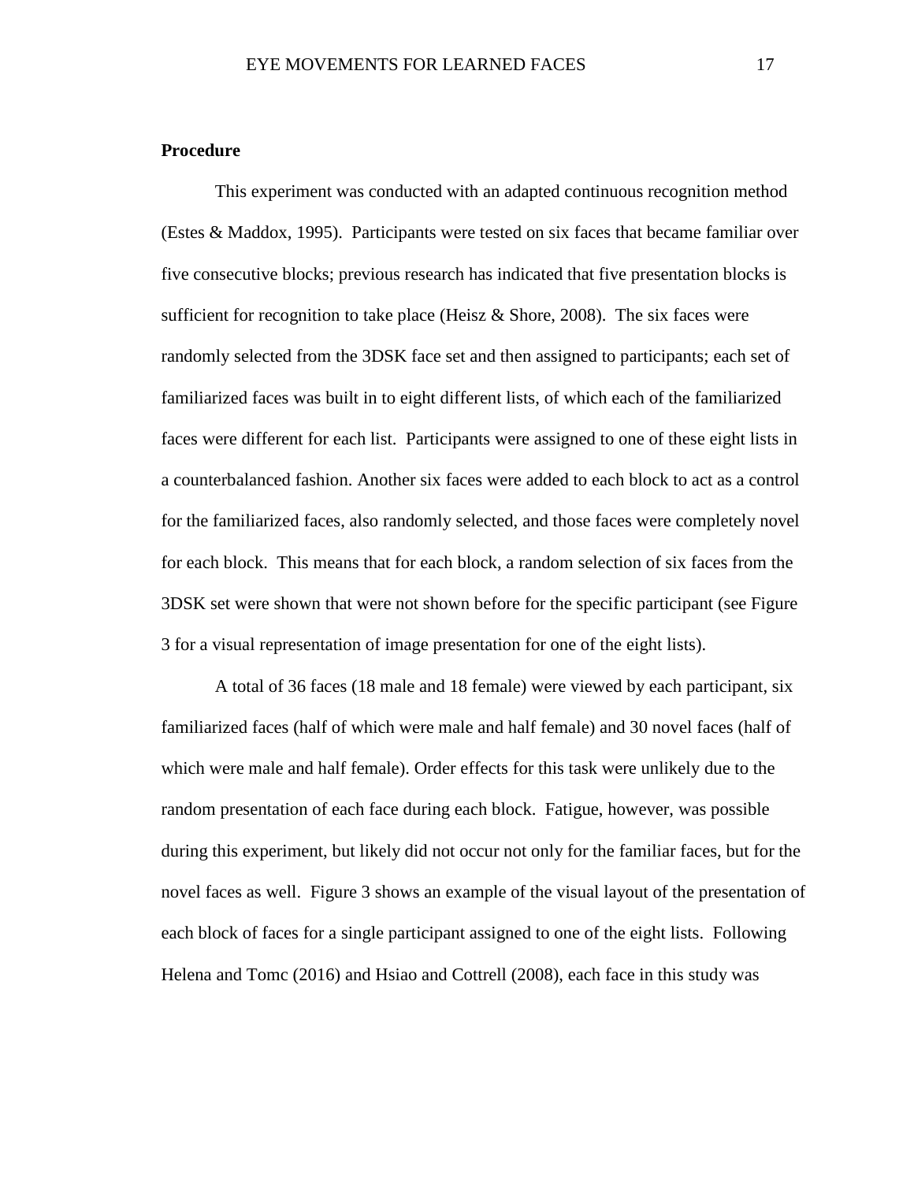**Procedure**

This experiment was conducted with an adapted continuous recognition method (Estes & Maddox, 1995). Participants were tested on six faces that became familiar over five consecutive blocks; previous research has indicated that five presentation blocks is sufficient for recognition to take place (Heisz & Shore, 2008). The six faces were randomly selected from the 3DSK face set and then assigned to participants; each set of familiarized faces was built in to eight different lists, of which each of the familiarized faces were different for each list. Participants were assigned to one of these eight lists in a counterbalanced fashion. Another six faces were added to each block to act as a control for the familiarized faces, also randomly selected, and those faces were completely novel for each block. This means that for each block, a random selection of six faces from the 3DSK set were shown that were not shown before for the specific participant (see Figure 3 for a visual representation of image presentation for one of the eight lists).

A total of 36 faces (18 male and 18 female) were viewed by each participant, six familiarized faces (half of which were male and half female) and 30 novel faces (half of which were male and half female). Order effects for this task were unlikely due to the random presentation of each face during each block. Fatigue, however, was possible during this experiment, but likely did not occur not only for the familiar faces, but for the novel faces as well. Figure 3 shows an example of the visual layout of the presentation of each block of faces for a single participant assigned to one of the eight lists. Following Helena and Tomc (2016) and Hsiao and Cottrell (2008), each face in this study was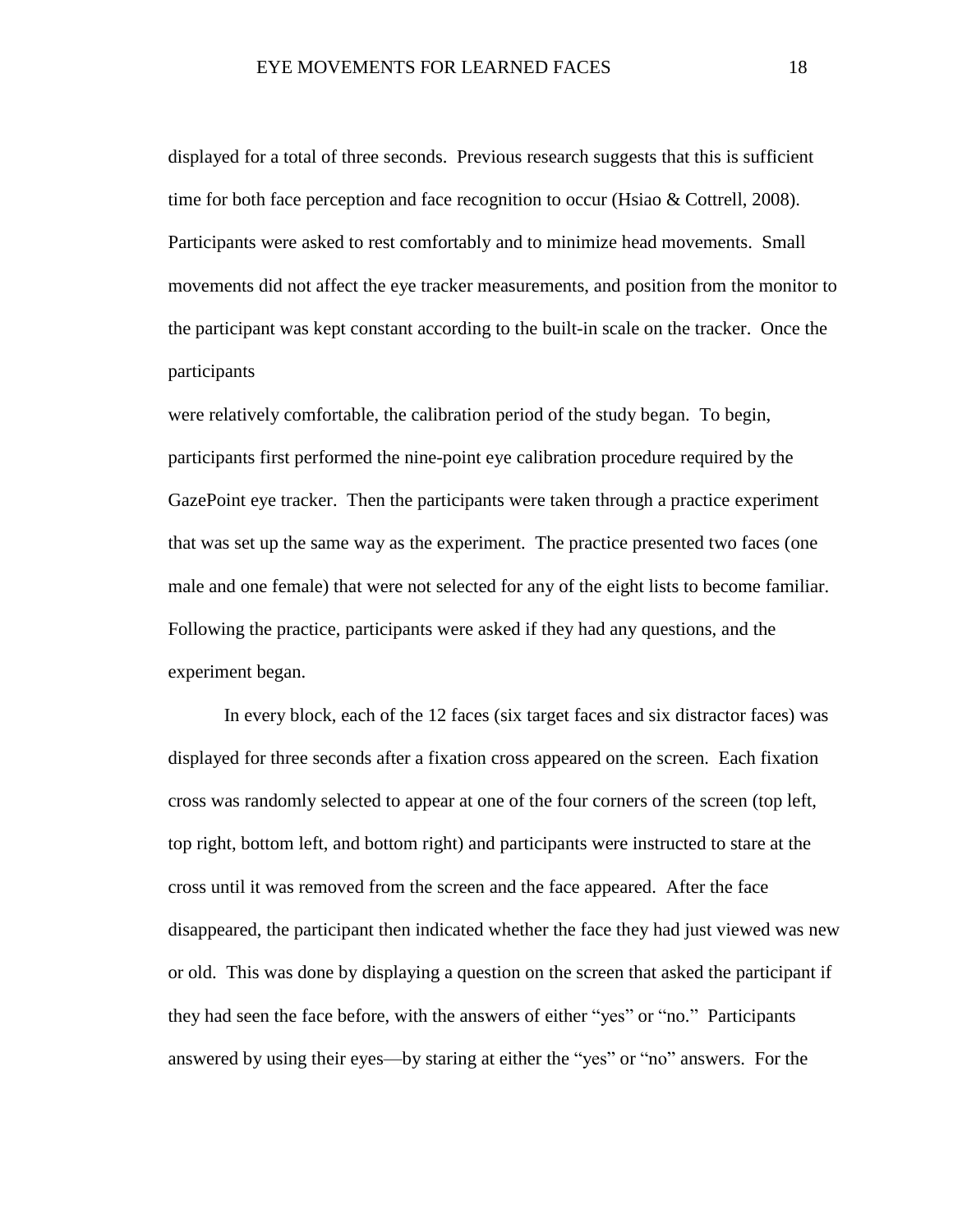displayed for a total of three seconds. Previous research suggests that this is sufficient time for both face perception and face recognition to occur (Hsiao & Cottrell, 2008). Participants were asked to rest comfortably and to minimize head movements. Small movements did not affect the eye tracker measurements, and position from the monitor to the participant was kept constant according to the built-in scale on the tracker. Once the participants were relatively comfortable, the calibration period of the study began. To begin, participants first performed the nine-point eye calibration procedure required by the GazePoint eye tracker. Then the participants were taken through a practice experiment that was set up the same way as the experiment. The practice presented two faces (one male and one female) that were not selected for any of the eight lists to become familiar. Following the practice, participants were asked if they had any questions, and the experiment began.

In every block, each of the 12 faces (six target faces and six distractor faces) was displayed for three seconds after a fixation cross appeared on the screen. Each fixation cross was randomly selected to appear at one of the four corners of the screen (top left, top right, bottom left, and bottom right) and participants were instructed to stare at the cross until it was removed from the screen and the face appeared. After the face disappeared, the participant then indicated whether the face they had just viewed was new or old. This was done by displaying a question on the screen that asked the participant if they had seen the face before, with the answers of either "yes" or "no." Participants answered by using their eyes—by staring at either the "yes" or "no" answers. For the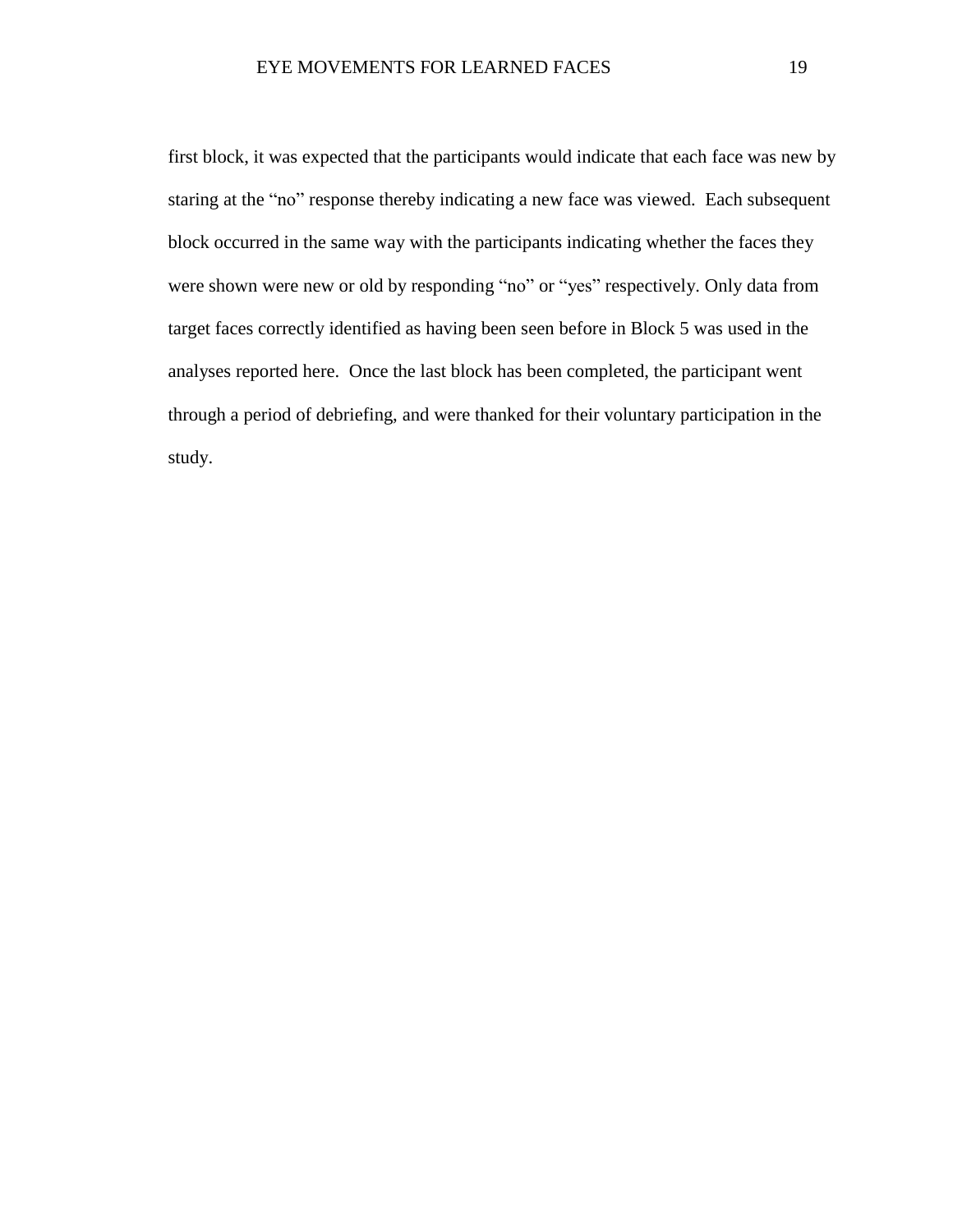first block, it was expected that the participants would indicate that each face was new by staring at the "no" response thereby indicating a new face was viewed.  Each subsequent block occurred in the same way with the participants indicating whether the faces they were shown were new or old by responding "no" or "yes" respectively. Only data from target faces correctly identified as having been seen before in Block 5 was used in the analyses reported here.  Once the last block has been completed, the participant went through a period of debriefing, and were thanked for their voluntary participation in the study.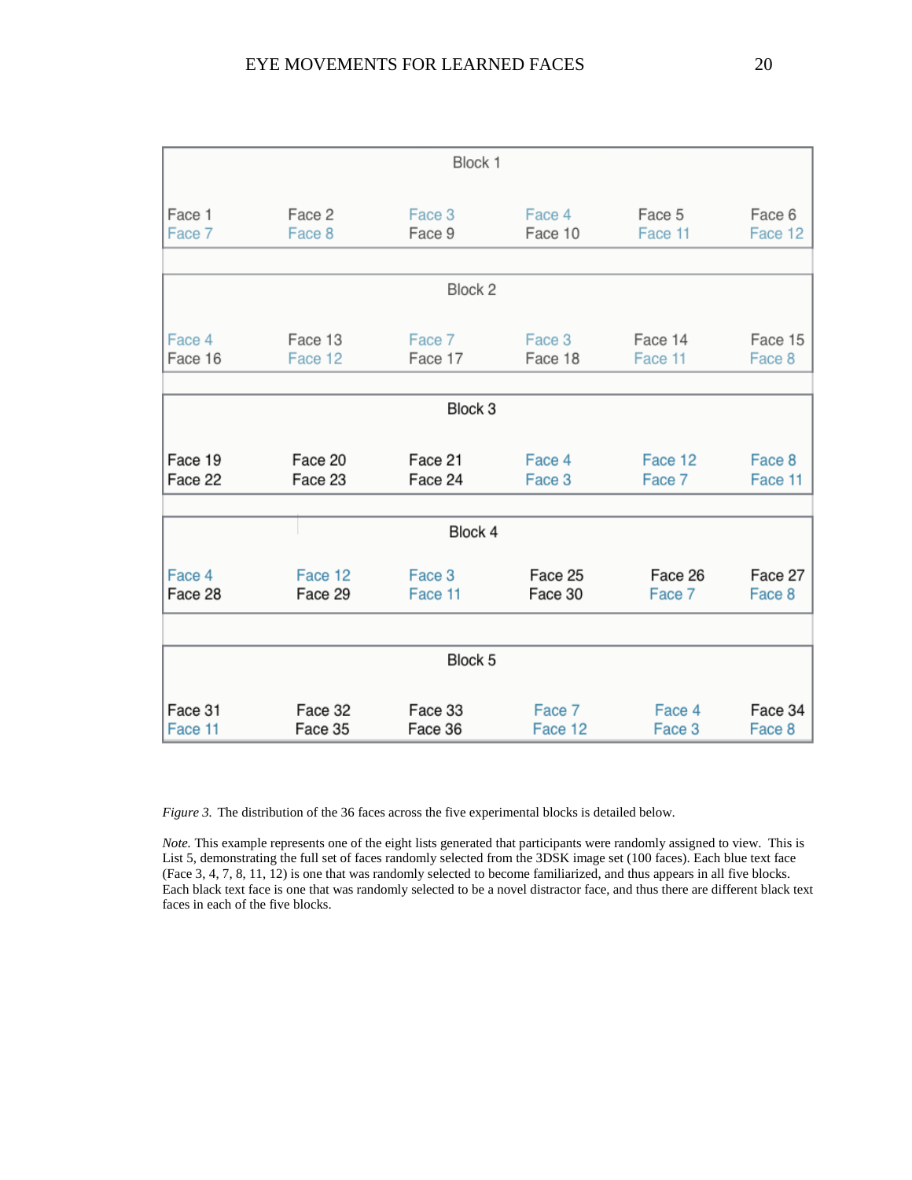**Block 1**

| | | | | | |
|---|---|---|---|---|---|
| Face 1 | Face 2 | Face 3 | Face 4 | Face 5 | Face 6 |
| Face 7 | Face 8 | Face 9 | Face 10 | Face 11 | Face 12 |

**Block 2**

| | | | | | |
|---|---|---|---|---|---|
| Face 4 | Face 13 | Face 7 | Face 3 | Face 14 | Face 15 |
| Face 16 | Face 12 | Face 17 | Face 18 | Face 11 | Face 8 |

**Block 3**

| | | | | | |
|---|---|---|---|---|---|
| Face 19 | Face 20 | Face 21 | Face 4 | Face 12 | Face 8 |
| Face 22 | Face 23 | Face 24 | Face 3 | Face 7 | Face 11 |

**Block 4**

| | | | | | |
|---|---|---|---|---|---|
| Face 4 | Face 12 | Face 3 | Face 25 | Face 26 | Face 27 |
| Face 28 | Face 29 | Face 11 | Face 30 | Face 7 | Face 8 |

**Block 5**

| | | | | | |
|---|---|---|---|---|---|
| Face 31 | Face 32 | Face 33 | Face 7 | Face 4 | Face 34 |
| Face 11 | Face 35 | Face 36 | Face 12 | Face 3 | Face 8 |

*Figure 3.* The distribution of the 36 faces across the five experimental blocks is detailed below.

*Note.* This example represents one of the eight lists generated that participants were randomly assigned to view. This is List 5, demonstrating the full set of faces randomly selected from the 3DSK image set (100 faces). Each blue text face (Face 3, 4, 7, 8, 11, 12) is one that was randomly selected to become familiarized, and thus appears in all five blocks. Each black text face is one that was randomly selected to be a novel distractor face, and thus there are different black text faces in each of the five blocks.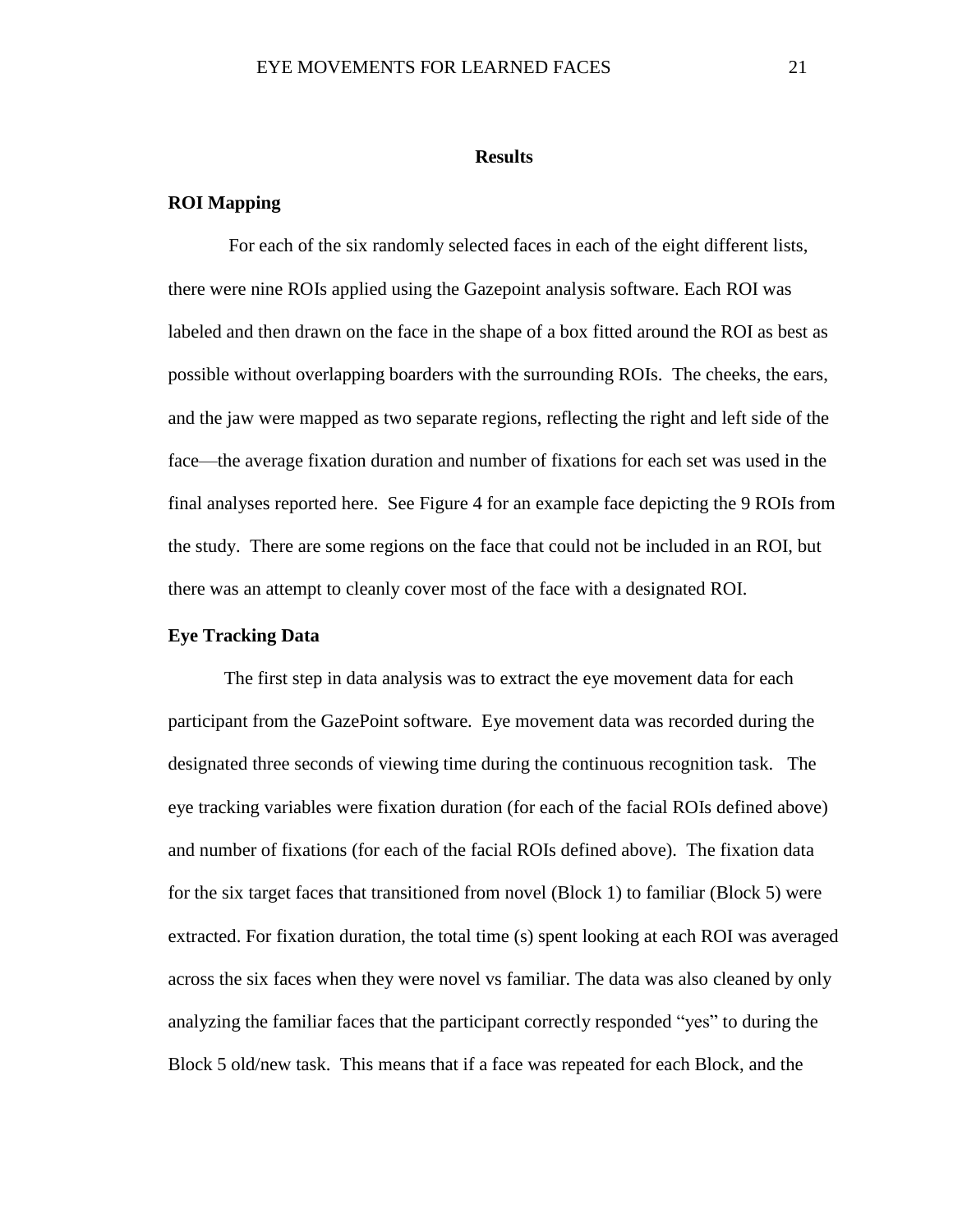## Results

### ROI Mapping

For each of the six randomly selected faces in each of the eight different lists, there were nine ROIs applied using the Gazepoint analysis software. Each ROI was labeled and then drawn on the face in the shape of a box fitted around the ROI as best as possible without overlapping boarders with the surrounding ROIs. The cheeks, the ears, and the jaw were mapped as two separate regions, reflecting the right and left side of the face—the average fixation duration and number of fixations for each set was used in the final analyses reported here. See Figure 4 for an example face depicting the 9 ROIs from the study. There are some regions on the face that could not be included in an ROI, but there was an attempt to cleanly cover most of the face with a designated ROI.

### Eye Tracking Data

The first step in data analysis was to extract the eye movement data for each participant from the GazePoint software. Eye movement data was recorded during the designated three seconds of viewing time during the continuous recognition task. The eye tracking variables were fixation duration (for each of the facial ROIs defined above) and number of fixations (for each of the facial ROIs defined above). The fixation data for the six target faces that transitioned from novel (Block 1) to familiar (Block 5) were extracted. For fixation duration, the total time (s) spent looking at each ROI was averaged across the six faces when they were novel vs familiar. The data was also cleaned by only analyzing the familiar faces that the participant correctly responded "yes" to during the Block 5 old/new task. This means that if a face was repeated for each Block, and the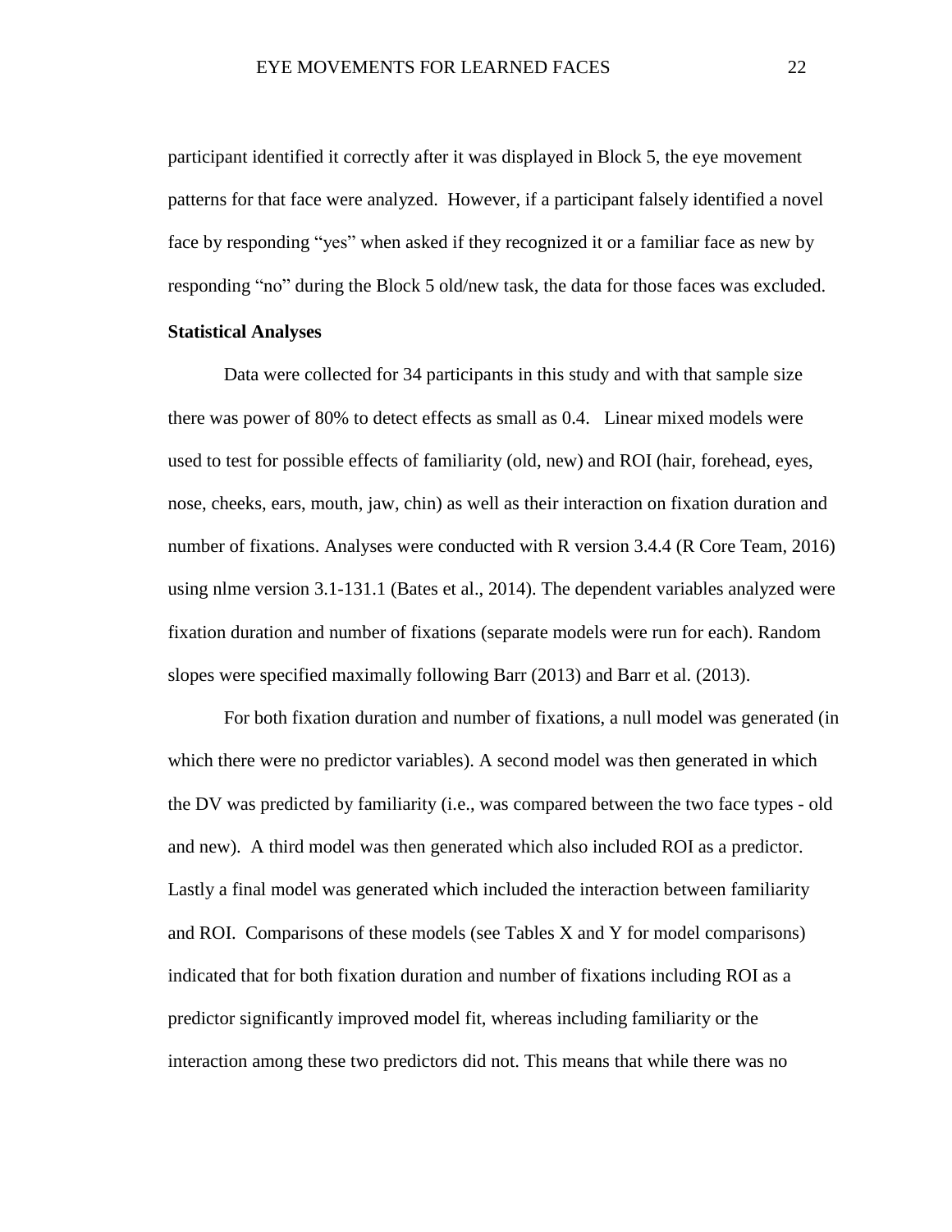participant identified it correctly after it was displayed in Block 5, the eye movement patterns for that face were analyzed. However, if a participant falsely identified a novel face by responding "yes" when asked if they recognized it or a familiar face as new by responding "no" during the Block 5 old/new task, the data for those faces was excluded.

**Statistical Analyses**

Data were collected for 34 participants in this study and with that sample size there was power of 80% to detect effects as small as 0.4. Linear mixed models were used to test for possible effects of familiarity (old, new) and ROI (hair, forehead, eyes, nose, cheeks, ears, mouth, jaw, chin) as well as their interaction on fixation duration and number of fixations. Analyses were conducted with R version 3.4.4 (R Core Team, 2016) using nlme version 3.1-131.1 (Bates et al., 2014). The dependent variables analyzed were fixation duration and number of fixations (separate models were run for each). Random slopes were specified maximally following Barr (2013) and Barr et al. (2013).

For both fixation duration and number of fixations, a null model was generated (in which there were no predictor variables). A second model was then generated in which the DV was predicted by familiarity (i.e., was compared between the two face types - old and new). A third model was then generated which also included ROI as a predictor. Lastly a final model was generated which included the interaction between familiarity and ROI. Comparisons of these models (see Tables X and Y for model comparisons) indicated that for both fixation duration and number of fixations including ROI as a predictor significantly improved model fit, whereas including familiarity or the interaction among these two predictors did not. This means that while there was no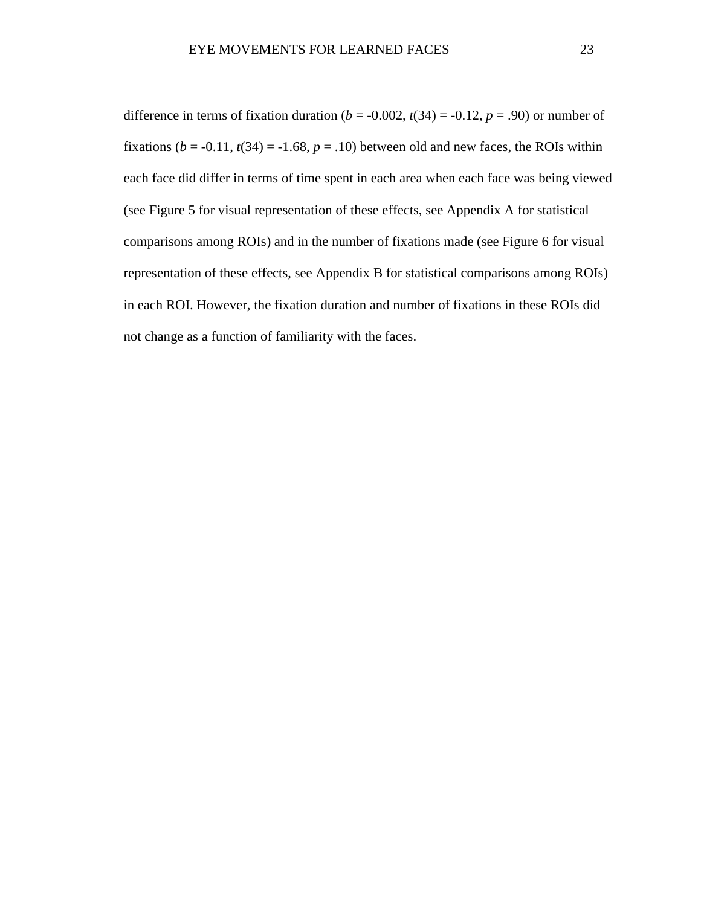difference in terms of fixation duration ($b = -0.002$, $t(34) = -0.12$, $p = .90$) or number of fixations ($b = -0.11$, $t(34) = -1.68$, $p = .10$) between old and new faces, the ROIs within each face did differ in terms of time spent in each area when each face was being viewed (see Figure 5 for visual representation of these effects, see Appendix A for statistical comparisons among ROIs) and in the number of fixations made (see Figure 6 for visual representation of these effects, see Appendix B for statistical comparisons among ROIs) in each ROI. However, the fixation duration and number of fixations in these ROIs did not change as a function of familiarity with the faces.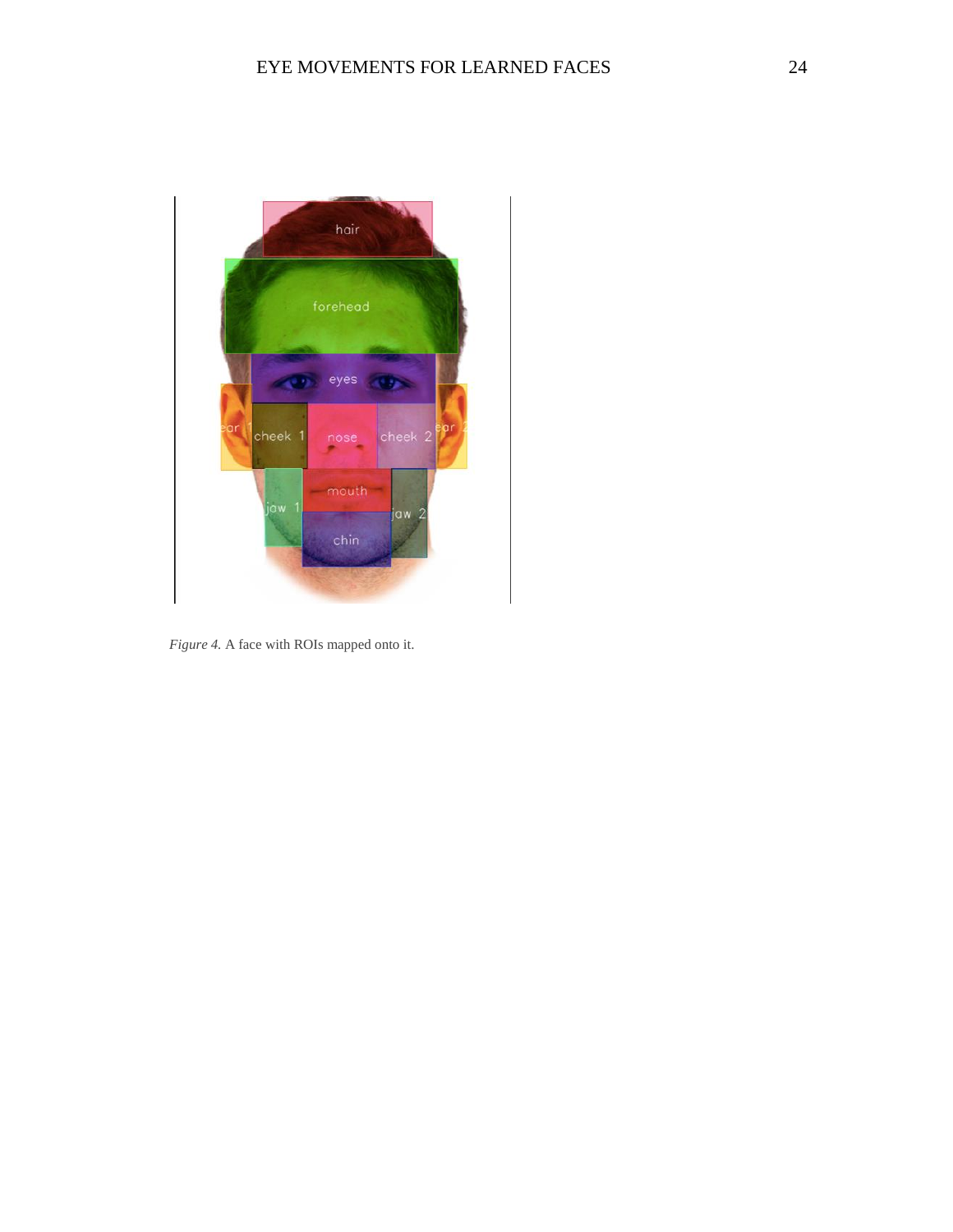*Figure 4.* A face with ROIs mapped onto it.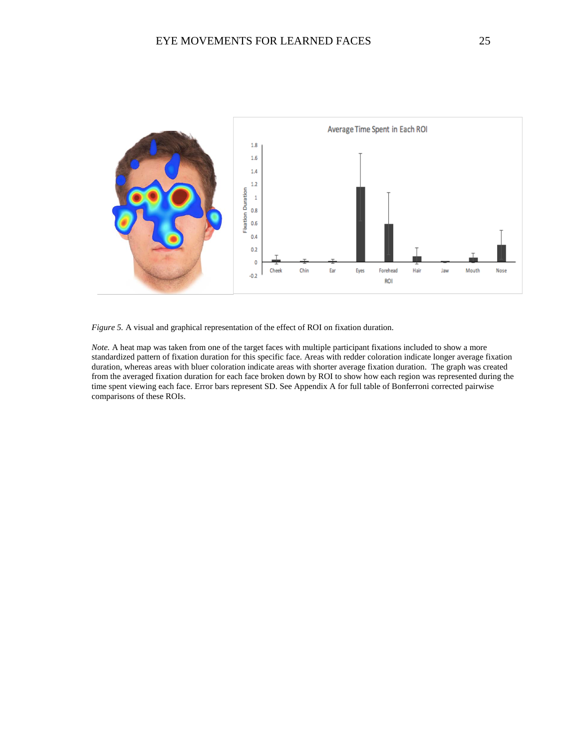*Figure 5.* A visual and graphical representation of the effect of ROI on fixation duration.

*Note.* A heat map was taken from one of the target faces with multiple participant fixations included to show a more standardized pattern of fixation duration for this specific face. Areas with redder coloration indicate longer average fixation duration, whereas areas with bluer coloration indicate areas with shorter average fixation duration. The graph was created from the averaged fixation duration for each face broken down by ROI to show how each region was represented during the time spent viewing each face. Error bars represent SD. See Appendix A for full table of Bonferroni corrected pairwise comparisons of these ROIs.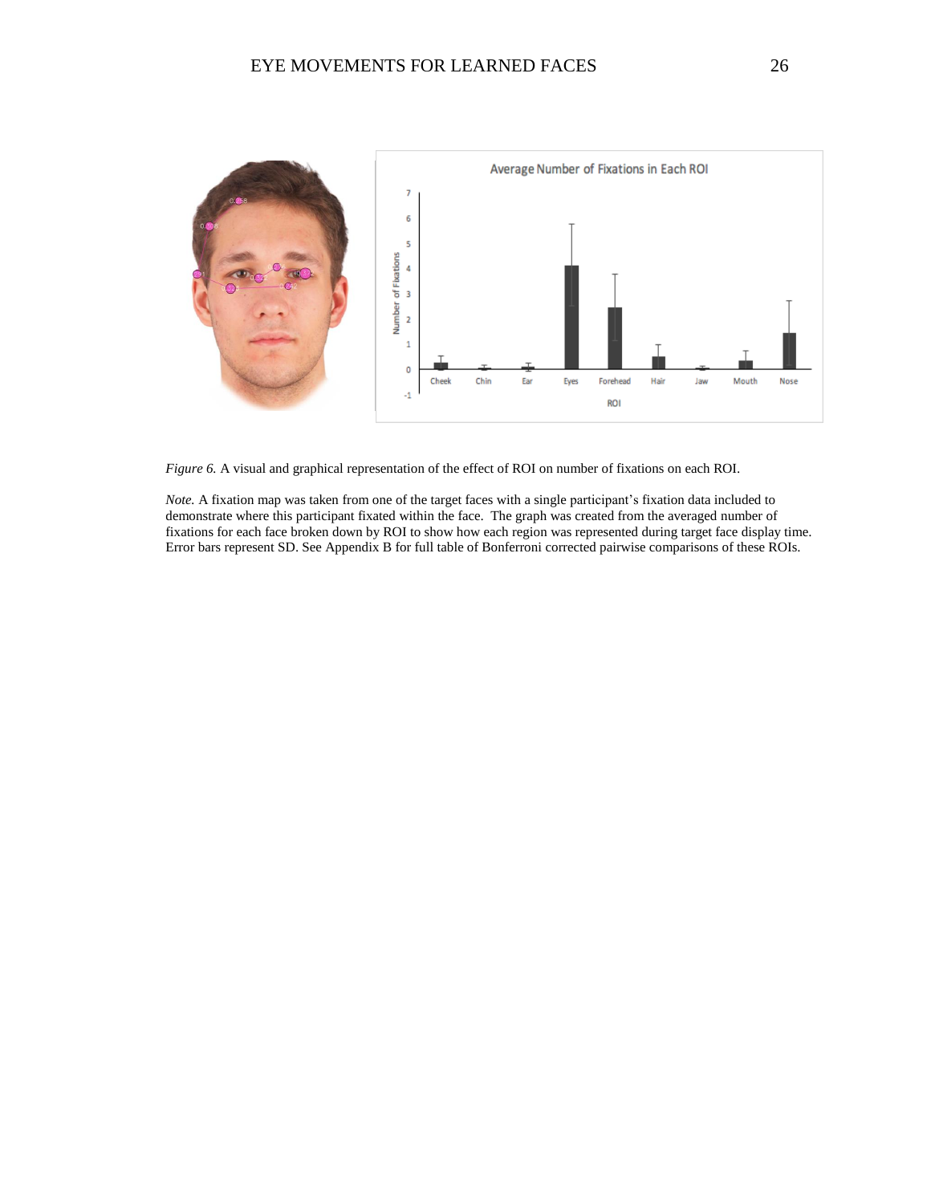*Figure 6.* A visual and graphical representation of the effect of ROI on number of fixations on each ROI.

*Note.* A fixation map was taken from one of the target faces with a single participant's fixation data included to demonstrate where this participant fixated within the face. The graph was created from the averaged number of fixations for each face broken down by ROI to show how each region was represented during target face display time. Error bars represent SD. See Appendix B for full table of Bonferroni corrected pairwise comparisons of these ROIs.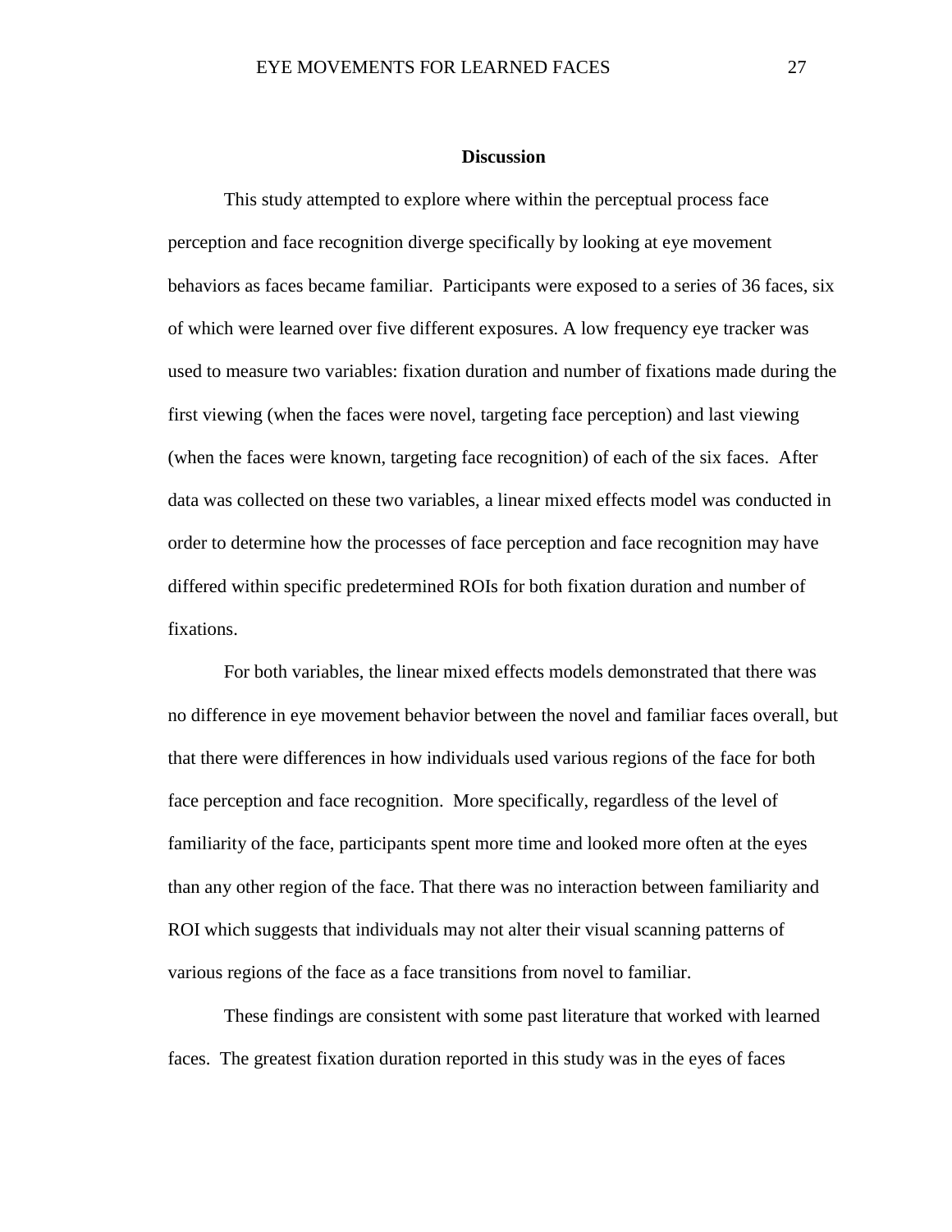## Discussion

This study attempted to explore where within the perceptual process face perception and face recognition diverge specifically by looking at eye movement behaviors as faces became familiar. Participants were exposed to a series of 36 faces, six of which were learned over five different exposures. A low frequency eye tracker was used to measure two variables: fixation duration and number of fixations made during the first viewing (when the faces were novel, targeting face perception) and last viewing (when the faces were known, targeting face recognition) of each of the six faces. After data was collected on these two variables, a linear mixed effects model was conducted in order to determine how the processes of face perception and face recognition may have differed within specific predetermined ROIs for both fixation duration and number of fixations.

For both variables, the linear mixed effects models demonstrated that there was no difference in eye movement behavior between the novel and familiar faces overall, but that there were differences in how individuals used various regions of the face for both face perception and face recognition. More specifically, regardless of the level of familiarity of the face, participants spent more time and looked more often at the eyes than any other region of the face. That there was no interaction between familiarity and ROI which suggests that individuals may not alter their visual scanning patterns of various regions of the face as a face transitions from novel to familiar.

These findings are consistent with some past literature that worked with learned faces. The greatest fixation duration reported in this study was in the eyes of faces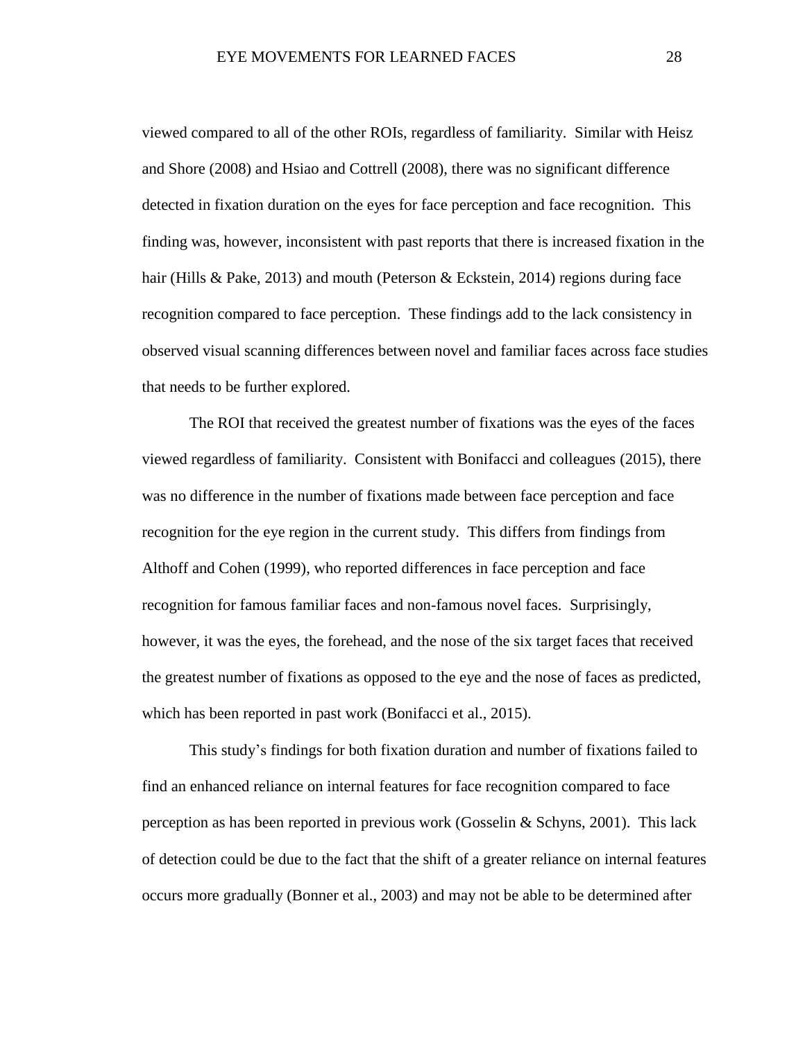viewed compared to all of the other ROIs, regardless of familiarity. Similar with Heisz and Shore (2008) and Hsiao and Cottrell (2008), there was no significant difference detected in fixation duration on the eyes for face perception and face recognition. This finding was, however, inconsistent with past reports that there is increased fixation in the hair (Hills & Pake, 2013) and mouth (Peterson & Eckstein, 2014) regions during face recognition compared to face perception. These findings add to the lack consistency in observed visual scanning differences between novel and familiar faces across face studies that needs to be further explored.

The ROI that received the greatest number of fixations was the eyes of the faces viewed regardless of familiarity. Consistent with Bonifacci and colleagues (2015), there was no difference in the number of fixations made between face perception and face recognition for the eye region in the current study. This differs from findings from Althoff and Cohen (1999), who reported differences in face perception and face recognition for famous familiar faces and non-famous novel faces. Surprisingly, however, it was the eyes, the forehead, and the nose of the six target faces that received the greatest number of fixations as opposed to the eye and the nose of faces as predicted, which has been reported in past work (Bonifacci et al., 2015).

This study's findings for both fixation duration and number of fixations failed to find an enhanced reliance on internal features for face recognition compared to face perception as has been reported in previous work (Gosselin & Schyns, 2001). This lack of detection could be due to the fact that the shift of a greater reliance on internal features occurs more gradually (Bonner et al., 2003) and may not be able to be determined after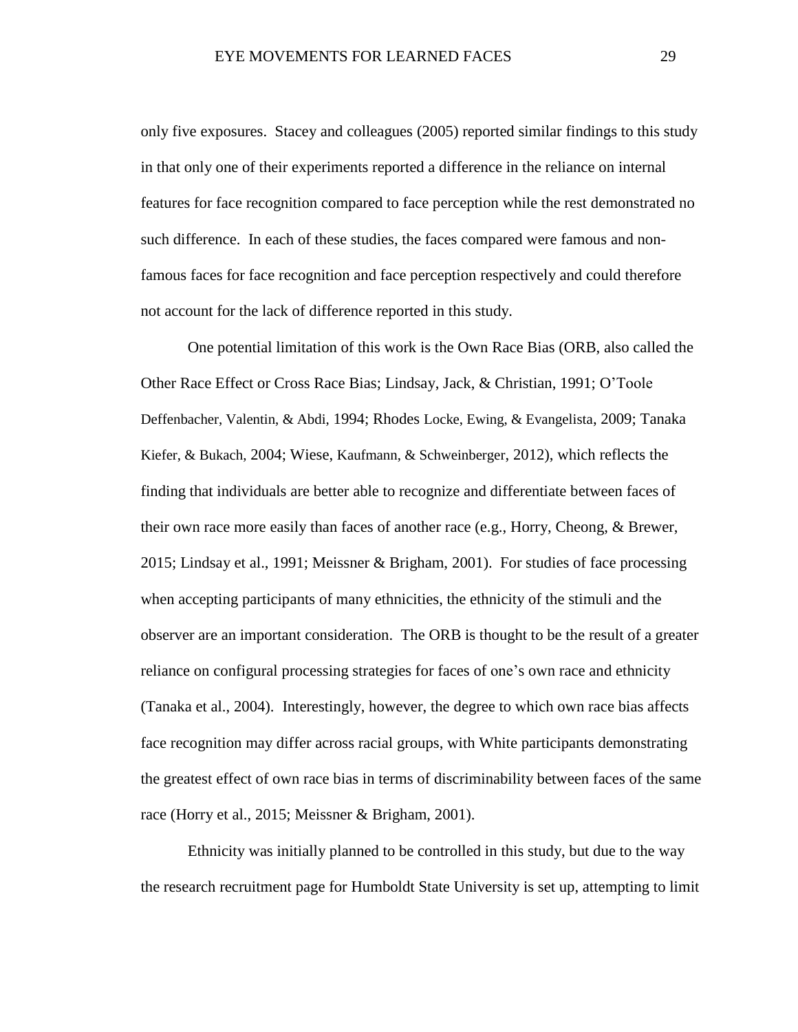only five exposures. Stacey and colleagues (2005) reported similar findings to this study in that only one of their experiments reported a difference in the reliance on internal features for face recognition compared to face perception while the rest demonstrated no such difference. In each of these studies, the faces compared were famous and non-famous faces for face recognition and face perception respectively and could therefore not account for the lack of difference reported in this study.

One potential limitation of this work is the Own Race Bias (ORB, also called the Other Race Effect or Cross Race Bias; Lindsay, Jack, & Christian, 1991; O'Toole Deffenbacher, Valentin, & Abdi, 1994; Rhodes Locke, Ewing, & Evangelista, 2009; Tanaka Kiefer, & Bukach, 2004; Wiese, Kaufmann, & Schweinberger, 2012), which reflects the finding that individuals are better able to recognize and differentiate between faces of their own race more easily than faces of another race (e.g., Horry, Cheong, & Brewer, 2015; Lindsay et al., 1991; Meissner & Brigham, 2001). For studies of face processing when accepting participants of many ethnicities, the ethnicity of the stimuli and the observer are an important consideration. The ORB is thought to be the result of a greater reliance on configural processing strategies for faces of one's own race and ethnicity (Tanaka et al., 2004). Interestingly, however, the degree to which own race bias affects face recognition may differ across racial groups, with White participants demonstrating the greatest effect of own race bias in terms of discriminability between faces of the same race (Horry et al., 2015; Meissner & Brigham, 2001).

Ethnicity was initially planned to be controlled in this study, but due to the way the research recruitment page for Humboldt State University is set up, attempting to limit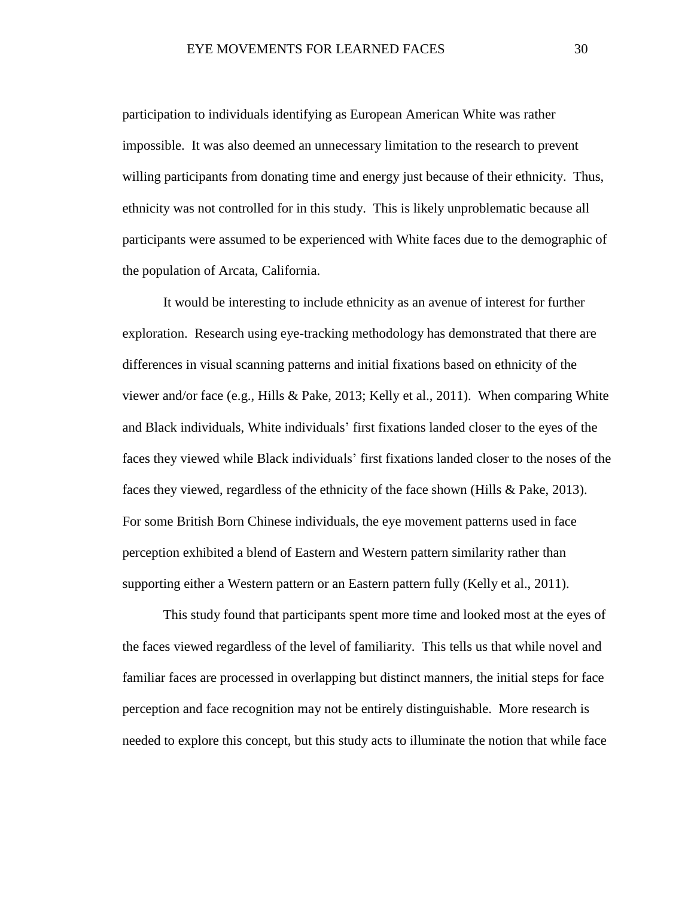participation to individuals identifying as European American White was rather impossible. It was also deemed an unnecessary limitation to the research to prevent willing participants from donating time and energy just because of their ethnicity. Thus, ethnicity was not controlled for in this study. This is likely unproblematic because all participants were assumed to be experienced with White faces due to the demographic of the population of Arcata, California.

It would be interesting to include ethnicity as an avenue of interest for further exploration. Research using eye-tracking methodology has demonstrated that there are differences in visual scanning patterns and initial fixations based on ethnicity of the viewer and/or face (e.g., Hills & Pake, 2013; Kelly et al., 2011). When comparing White and Black individuals, White individuals' first fixations landed closer to the eyes of the faces they viewed while Black individuals' first fixations landed closer to the noses of the faces they viewed, regardless of the ethnicity of the face shown (Hills & Pake, 2013). For some British Born Chinese individuals, the eye movement patterns used in face perception exhibited a blend of Eastern and Western pattern similarity rather than supporting either a Western pattern or an Eastern pattern fully (Kelly et al., 2011).

This study found that participants spent more time and looked most at the eyes of the faces viewed regardless of the level of familiarity. This tells us that while novel and familiar faces are processed in overlapping but distinct manners, the initial steps for face perception and face recognition may not be entirely distinguishable. More research is needed to explore this concept, but this study acts to illuminate the notion that while face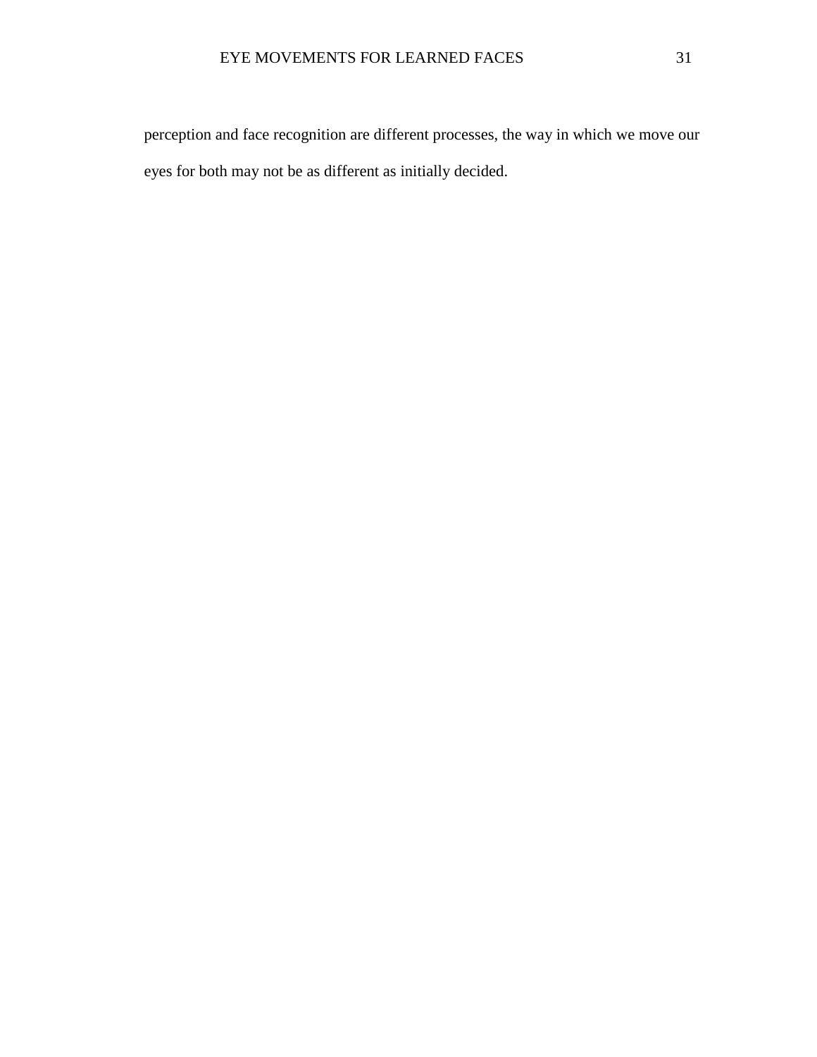perception and face recognition are different processes, the way in which we move our eyes for both may not be as different as initially decided.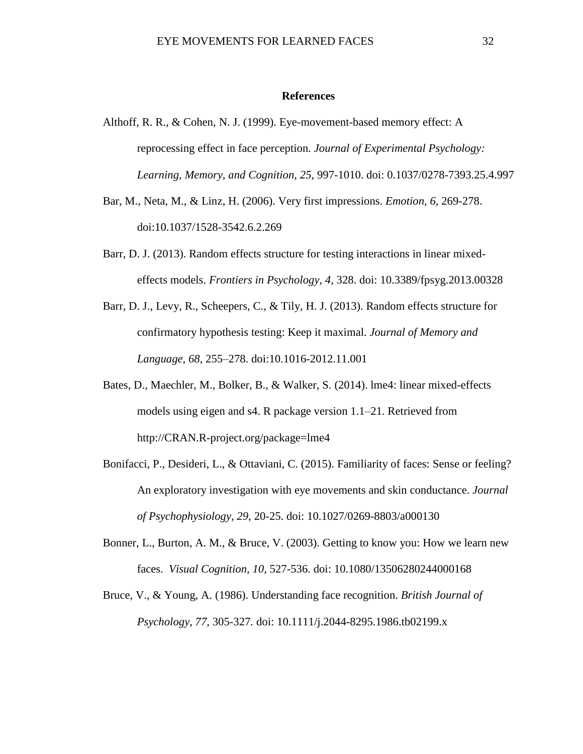## References

Althoff, R. R., & Cohen, N. J. (1999). Eye-movement-based memory effect: A reprocessing effect in face perception. *Journal of Experimental Psychology: Learning, Memory, and Cognition, 25*, 997-1010. doi: 0.1037/0278-7393.25.4.997

Bar, M., Neta, M., & Linz, H. (2006). Very first impressions. *Emotion, 6,* 269-278. doi:10.1037/1528-3542.6.2.269

Barr, D. J. (2013). Random effects structure for testing interactions in linear mixed-effects models. *Frontiers in Psychology, 4,* 328. doi: 10.3389/fpsyg.2013.00328

Barr, D. J., Levy, R., Scheepers, C., & Tily, H. J. (2013). Random effects structure for confirmatory hypothesis testing: Keep it maximal. *Journal of Memory and Language, 68*, 255–278. doi:10.1016-2012.11.001

Bates, D., Maechler, M., Bolker, B., & Walker, S. (2014). lme4: linear mixed-effects models using eigen and s4. R package version 1.1–21. Retrieved from http://CRAN.R-project.org/package=lme4

Bonifacci, P., Desideri, L., & Ottaviani, C. (2015). Familiarity of faces: Sense or feeling? An exploratory investigation with eye movements and skin conductance. *Journal of Psychophysiology, 29*, 20-25. doi: 10.1027/0269-8803/a000130

Bonner, L., Burton, A. M., & Bruce, V. (2003). Getting to know you: How we learn new faces. *Visual Cognition, 10,* 527-536. doi: 10.1080/13506280244000168

Bruce, V., & Young, A. (1986). Understanding face recognition. *British Journal of Psychology, 77,* 305-327. doi: 10.1111/j.2044-8295.1986.tb02199.x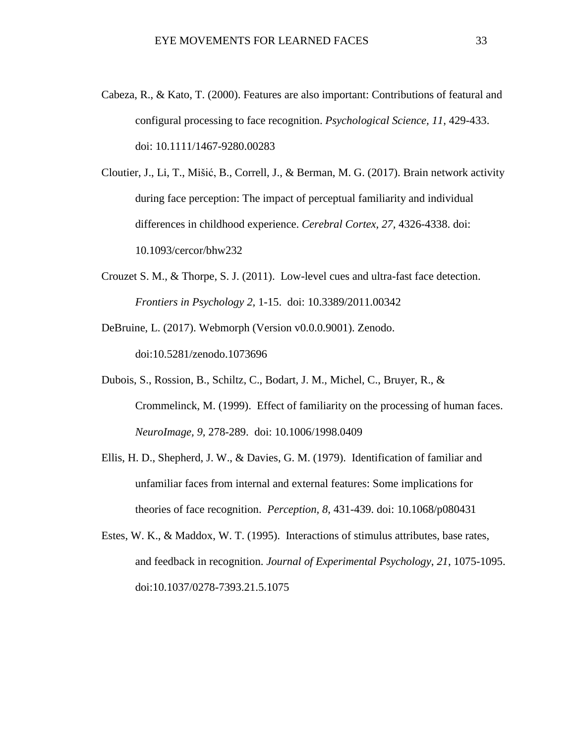Cabeza, R., & Kato, T. (2000). Features are also important: Contributions of featural and configural processing to face recognition. *Psychological Science, 11*, 429-433. doi: 10.1111/1467-9280.00283

Cloutier, J., Li, T., Mišić, B., Correll, J., & Berman, M. G. (2017). Brain network activity during face perception: The impact of perceptual familiarity and individual differences in childhood experience. *Cerebral Cortex, 27,* 4326-4338. doi: 10.1093/cercor/bhw232

Crouzet S. M., & Thorpe, S. J. (2011). Low-level cues and ultra-fast face detection. *Frontiers in Psychology 2,* 1-15. doi: 10.3389/2011.00342

DeBruine, L. (2017). Webmorph (Version v0.0.0.9001). Zenodo. doi:10.5281/zenodo.1073696

Dubois, S., Rossion, B., Schiltz, C., Bodart, J. M., Michel, C., Bruyer, R., & Crommelinck, M. (1999). Effect of familiarity on the processing of human faces. *NeuroImage, 9,* 278-289. doi: 10.1006/1998.0409

Ellis, H. D., Shepherd, J. W., & Davies, G. M. (1979). Identification of familiar and unfamiliar faces from internal and external features: Some implications for theories of face recognition. *Perception, 8,* 431-439. doi: 10.1068/p080431

Estes, W. K., & Maddox, W. T. (1995). Interactions of stimulus attributes, base rates, and feedback in recognition. *Journal of Experimental Psychology*, *21*, 1075-1095. doi:10.1037/0278-7393.21.5.1075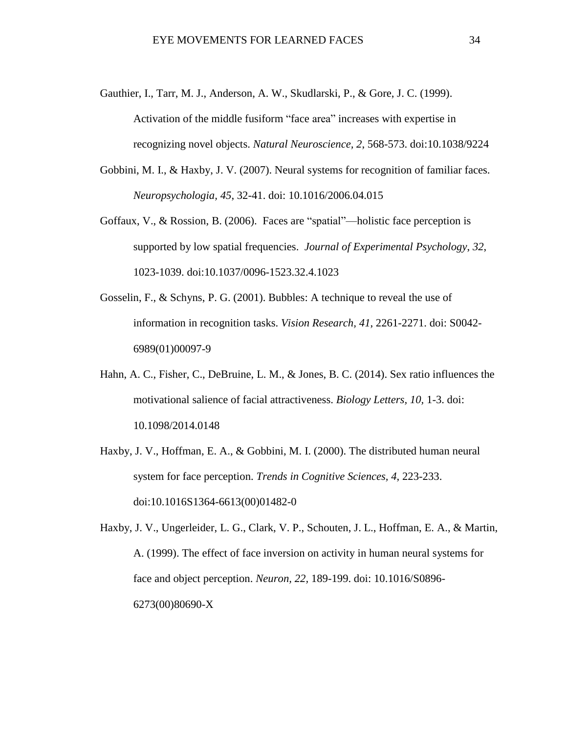Gauthier, I., Tarr, M. J., Anderson, A. W., Skudlarski, P., & Gore, J. C. (1999). Activation of the middle fusiform "face area" increases with expertise in recognizing novel objects. *Natural Neuroscience, 2*, 568-573. doi:10.1038/9224

Gobbini, M. I., & Haxby, J. V. (2007). Neural systems for recognition of familiar faces. *Neuropsychologia, 45*, 32-41. doi: 10.1016/2006.04.015

Goffaux, V., & Rossion, B. (2006). Faces are "spatial"—holistic face perception is supported by low spatial frequencies. *Journal of Experimental Psychology, 32*, 1023-1039. doi:10.1037/0096-1523.32.4.1023

Gosselin, F., & Schyns, P. G. (2001). Bubbles: A technique to reveal the use of information in recognition tasks. *Vision Research, 41*, 2261-2271. doi: S0042-6989(01)00097-9

Hahn, A. C., Fisher, C., DeBruine, L. M., & Jones, B. C. (2014). Sex ratio influences the motivational salience of facial attractiveness. *Biology Letters, 10,* 1-3. doi: 10.1098/2014.0148

Haxby, J. V., Hoffman, E. A., & Gobbini, M. I. (2000). The distributed human neural system for face perception. *Trends in Cognitive Sciences, 4*, 223-233. doi:10.1016S1364-6613(00)01482-0

Haxby, J. V., Ungerleider, L. G., Clark, V. P., Schouten, J. L., Hoffman, E. A., & Martin, A. (1999). The effect of face inversion on activity in human neural systems for face and object perception. *Neuron, 22*, 189-199. doi: 10.1016/S0896-6273(00)80690-X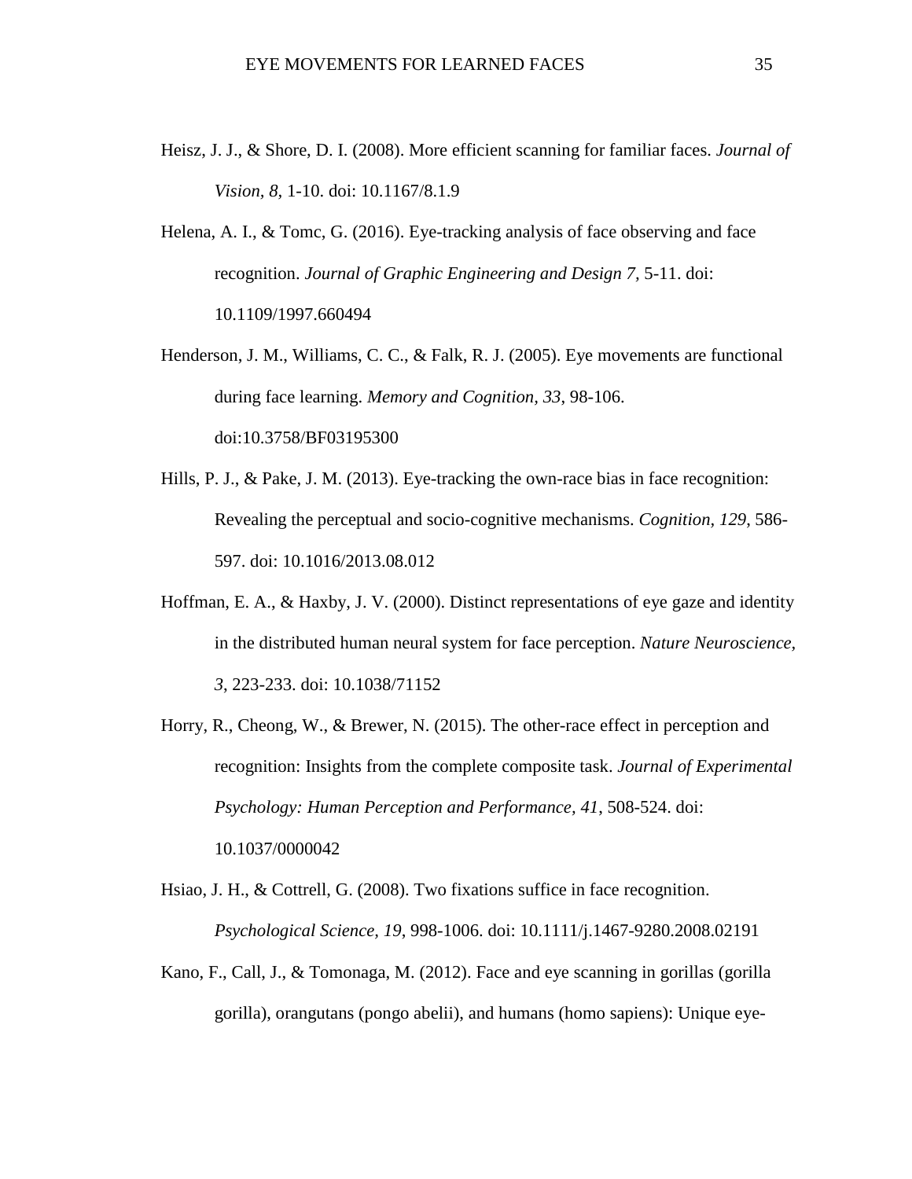Heisz, J. J., & Shore, D. I. (2008). More efficient scanning for familiar faces. *Journal of Vision, 8,* 1-10. doi: 10.1167/8.1.9

Helena, A. I., & Tomc, G. (2016). Eye-tracking analysis of face observing and face recognition. *Journal of Graphic Engineering and Design 7,* 5-11. doi: 10.1109/1997.660494

Henderson, J. M., Williams, C. C., & Falk, R. J. (2005). Eye movements are functional during face learning. *Memory and Cognition*, *33*, 98-106. doi:10.3758/BF03195300

Hills, P. J., & Pake, J. M. (2013). Eye-tracking the own-race bias in face recognition: Revealing the perceptual and socio-cognitive mechanisms. *Cognition*, *129*, 586-597. doi: 10.1016/2013.08.012

Hoffman, E. A., & Haxby, J. V. (2000). Distinct representations of eye gaze and identity in the distributed human neural system for face perception. *Nature Neuroscience*, *3*, 223-233. doi: 10.1038/71152

Horry, R., Cheong, W., & Brewer, N. (2015). The other-race effect in perception and recognition: Insights from the complete composite task. *Journal of Experimental Psychology: Human Perception and Performance*, *41*, 508-524. doi: 10.1037/0000042

Hsiao, J. H., & Cottrell, G. (2008). Two fixations suffice in face recognition. *Psychological Science, 19*, 998-1006. doi: 10.1111/j.1467-9280.2008.02191

Kano, F., Call, J., & Tomonaga, M. (2012). Face and eye scanning in gorillas (gorilla gorilla), orangutans (pongo abelii), and humans (homo sapiens): Unique eye-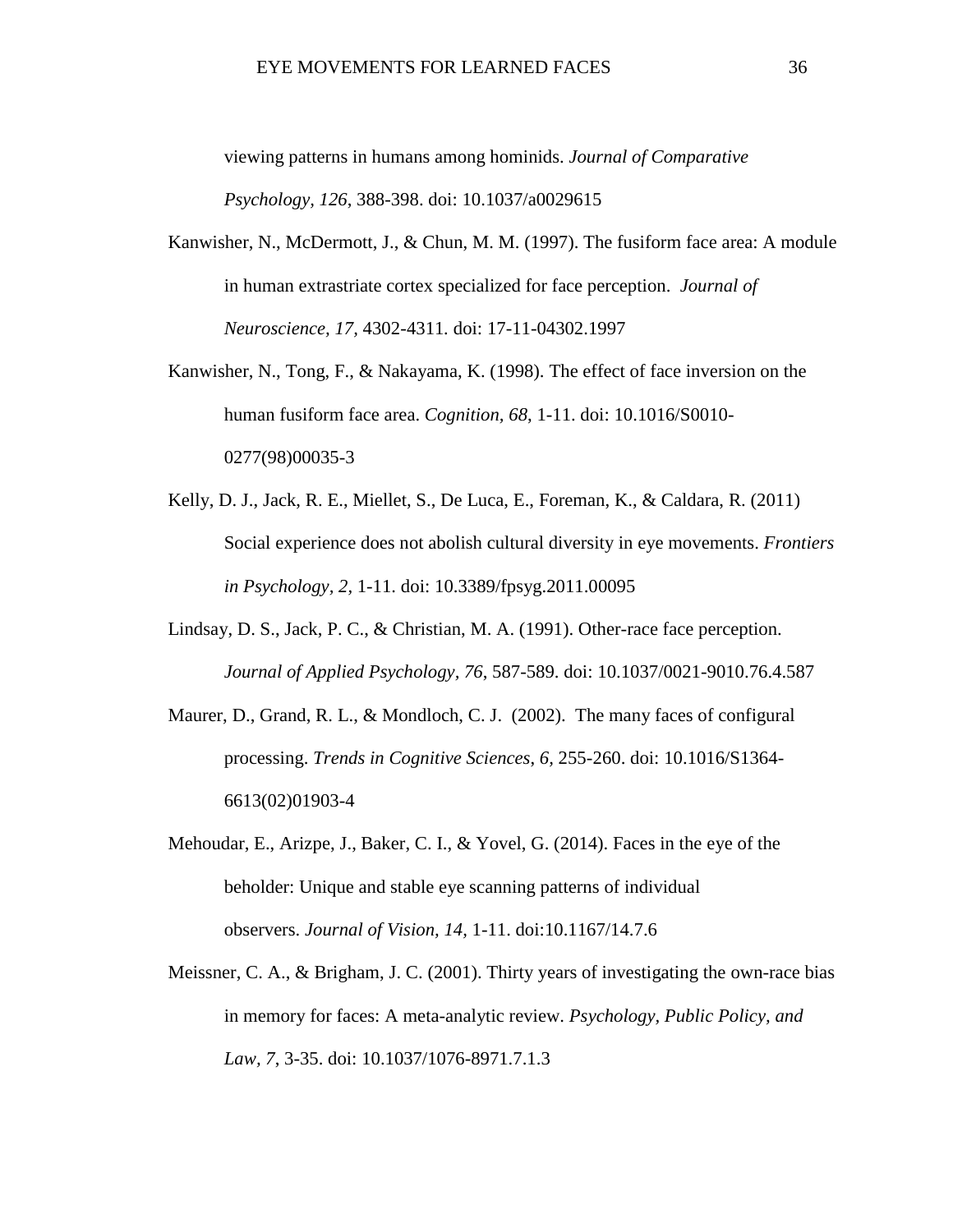viewing patterns in humans among hominids. *Journal of Comparative Psychology, 126*, 388-398. doi: 10.1037/a0029615

Kanwisher, N., McDermott, J., & Chun, M. M. (1997). The fusiform face area: A module in human extrastriate cortex specialized for face perception. *Journal of Neuroscience, 17*, 4302-4311. doi: 17-11-04302.1997

Kanwisher, N., Tong, F., & Nakayama, K. (1998). The effect of face inversion on the human fusiform face area. *Cognition, 68*, 1-11. doi: 10.1016/S0010-0277(98)00035-3

Kelly, D. J., Jack, R. E., Miellet, S., De Luca, E., Foreman, K., & Caldara, R. (2011) Social experience does not abolish cultural diversity in eye movements. *Frontiers in Psychology, 2*, 1-11. doi: 10.3389/fpsyg.2011.00095

Lindsay, D. S., Jack, P. C., & Christian, M. A. (1991). Other-race face perception. *Journal of Applied Psychology, 76*, 587-589. doi: 10.1037/0021-9010.76.4.587

Maurer, D., Grand, R. L., & Mondloch, C. J. (2002). The many faces of configural processing. *Trends in Cognitive Sciences, 6*, 255-260. doi: 10.1016/S1364-6613(02)01903-4

Mehoudar, E., Arizpe, J., Baker, C. I., & Yovel, G. (2014). Faces in the eye of the beholder: Unique and stable eye scanning patterns of individual observers. *Journal of Vision, 14*, 1-11. doi:10.1167/14.7.6

Meissner, C. A., & Brigham, J. C. (2001). Thirty years of investigating the own-race bias in memory for faces: A meta-analytic review. *Psychology, Public Policy, and Law, 7*, 3-35. doi: 10.1037/1076-8971.7.1.3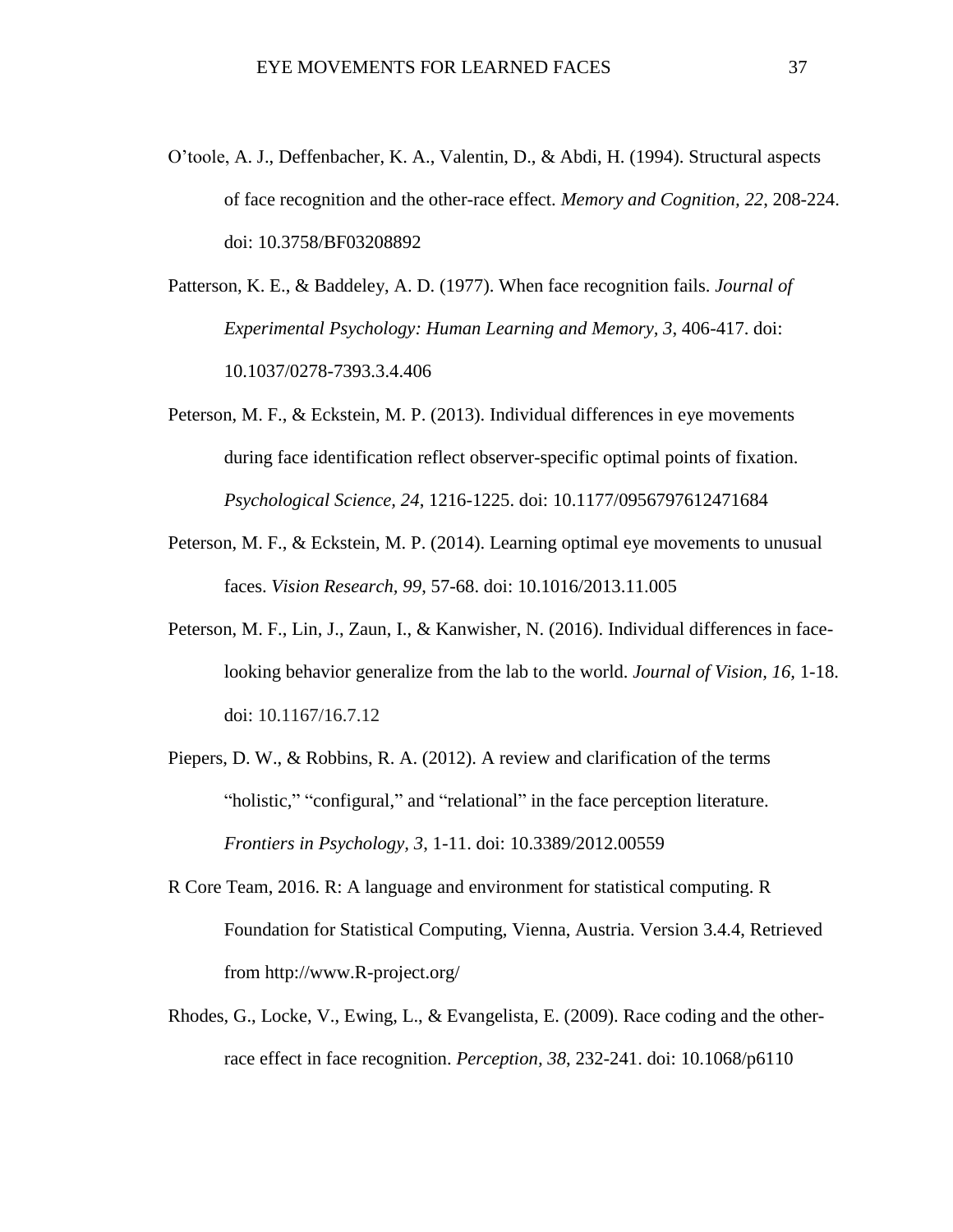O'toole, A. J., Deffenbacher, K. A., Valentin, D., & Abdi, H. (1994). Structural aspects of face recognition and the other-race effect. *Memory and Cognition, 22*, 208-224. doi: 10.3758/BF03208892

Patterson, K. E., & Baddeley, A. D. (1977). When face recognition fails. *Journal of Experimental Psychology: Human Learning and Memory, 3*, 406-417. doi: 10.1037/0278-7393.3.4.406

Peterson, M. F., & Eckstein, M. P. (2013). Individual differences in eye movements during face identification reflect observer-specific optimal points of fixation. *Psychological Science, 24*, 1216-1225. doi: 10.1177/0956797612471684

Peterson, M. F., & Eckstein, M. P. (2014). Learning optimal eye movements to unusual faces. *Vision Research, 99*, 57-68. doi: 10.1016/2013.11.005

Peterson, M. F., Lin, J., Zaun, I., & Kanwisher, N. (2016). Individual differences in face-looking behavior generalize from the lab to the world. *Journal of Vision, 16*, 1-18. doi: 10.1167/16.7.12

Piepers, D. W., & Robbins, R. A. (2012). A review and clarification of the terms "holistic," "configural," and "relational" in the face perception literature. *Frontiers in Psychology, 3*, 1-11. doi: 10.3389/2012.00559

R Core Team, 2016. R: A language and environment for statistical computing. R Foundation for Statistical Computing, Vienna, Austria. Version 3.4.4, Retrieved from http://www.R-project.org/

Rhodes, G., Locke, V., Ewing, L., & Evangelista, E. (2009). Race coding and the other-race effect in face recognition. *Perception, 38*, 232-241. doi: 10.1068/p6110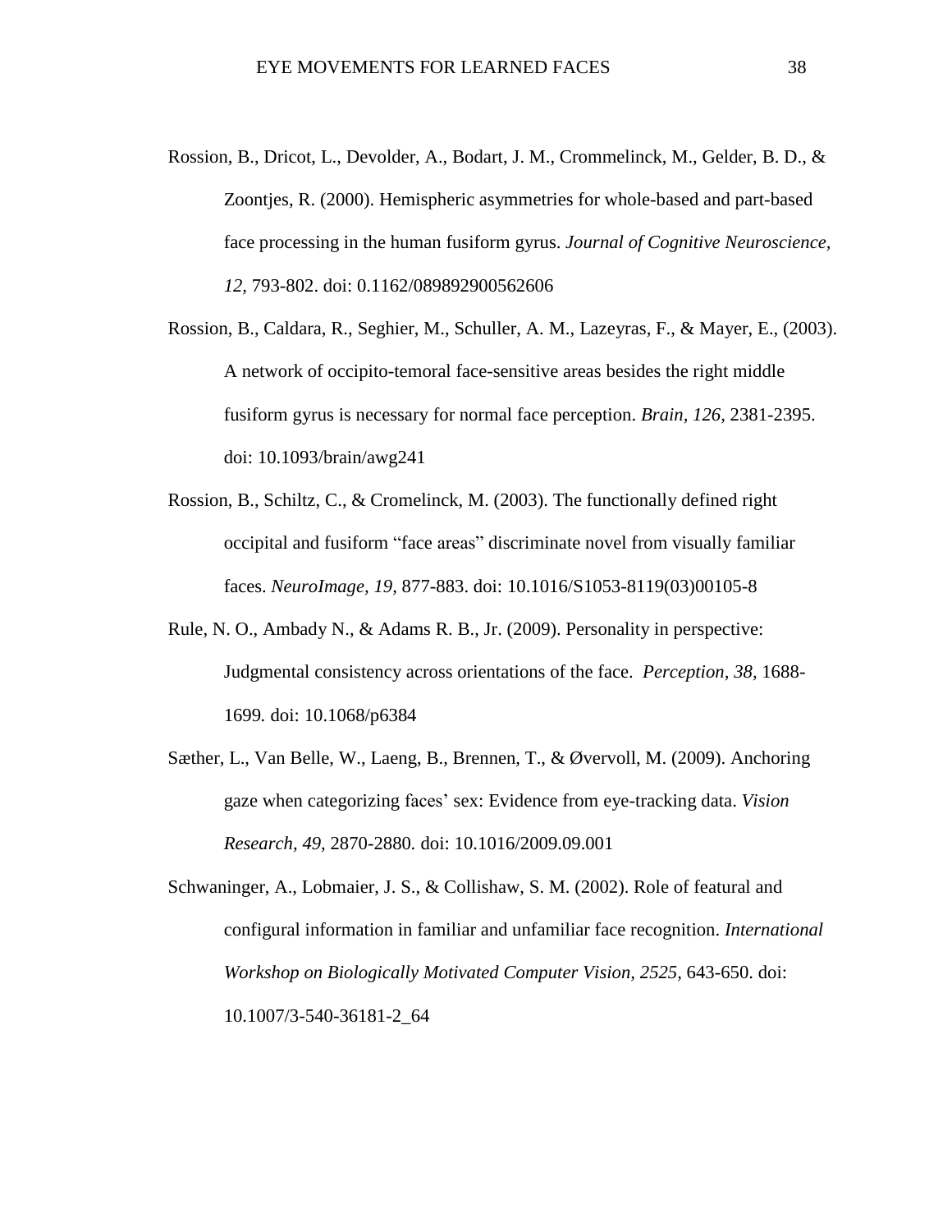Rossion, B., Dricot, L., Devolder, A., Bodart, J. M., Crommelinck, M., Gelder, B. D., & Zoontjes, R. (2000). Hemispheric asymmetries for whole-based and part-based face processing in the human fusiform gyrus. *Journal of Cognitive Neuroscience, 12,* 793-802. doi: 0.1162/089892900562606

Rossion, B., Caldara, R., Seghier, M., Schuller, A. M., Lazeyras, F., & Mayer, E., (2003). A network of occipito-temoral face-sensitive areas besides the right middle fusiform gyrus is necessary for normal face perception. *Brain, 126,* 2381-2395. doi: 10.1093/brain/awg241

Rossion, B., Schiltz, C., & Cromelinck, M. (2003). The functionally defined right occipital and fusiform "face areas" discriminate novel from visually familiar faces. *NeuroImage, 19,* 877-883. doi: 10.1016/S1053-8119(03)00105-8

Rule, N. O., Ambady N., & Adams R. B., Jr. (2009). Personality in perspective: Judgmental consistency across orientations of the face. *Perception, 38,* 1688-1699. doi: 10.1068/p6384

Sæther, L., Van Belle, W., Laeng, B., Brennen, T., & Øvervoll, M. (2009). Anchoring gaze when categorizing faces' sex: Evidence from eye-tracking data. *Vision Research, 49,* 2870-2880. doi: 10.1016/2009.09.001

Schwaninger, A., Lobmaier, J. S., & Collishaw, S. M. (2002). Role of featural and configural information in familiar and unfamiliar face recognition. *International Workshop on Biologically Motivated Computer Vision, 2525,* 643-650. doi: 10.1007/3-540-36181-2_64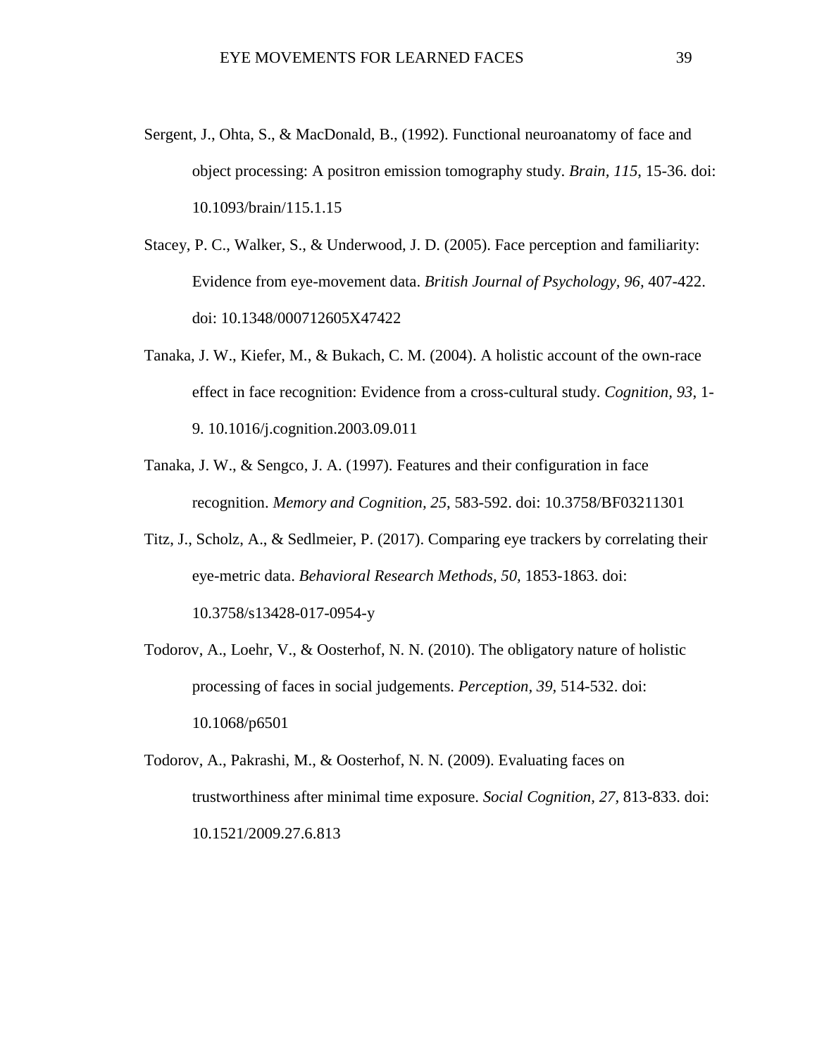Sergent, J., Ohta, S., & MacDonald, B., (1992). Functional neuroanatomy of face and object processing: A positron emission tomography study. *Brain, 115*, 15-36. doi: 10.1093/brain/115.1.15

Stacey, P. C., Walker, S., & Underwood, J. D. (2005). Face perception and familiarity: Evidence from eye-movement data. *British Journal of Psychology, 96,* 407-422. doi: 10.1348/000712605X47422

Tanaka, J. W., Kiefer, M., & Bukach, C. M. (2004). A holistic account of the own-race effect in face recognition: Evidence from a cross-cultural study. *Cognition*, *93*, 1-9. 10.1016/j.cognition.2003.09.011

Tanaka, J. W., & Sengco, J. A. (1997). Features and their configuration in face recognition. *Memory and Cognition, 25*, 583-592. doi: 10.3758/BF03211301

Titz, J., Scholz, A., & Sedlmeier, P. (2017). Comparing eye trackers by correlating their eye-metric data. *Behavioral Research Methods, 50,* 1853-1863. doi: 10.3758/s13428-017-0954-y

Todorov, A., Loehr, V., & Oosterhof, N. N. (2010). The obligatory nature of holistic processing of faces in social judgements. *Perception*, *39,* 514-532. doi: 10.1068/p6501

Todorov, A., Pakrashi, M., & Oosterhof, N. N. (2009). Evaluating faces on trustworthiness after minimal time exposure. *Social Cognition*, *27,* 813-833. doi: 10.1521/2009.27.6.813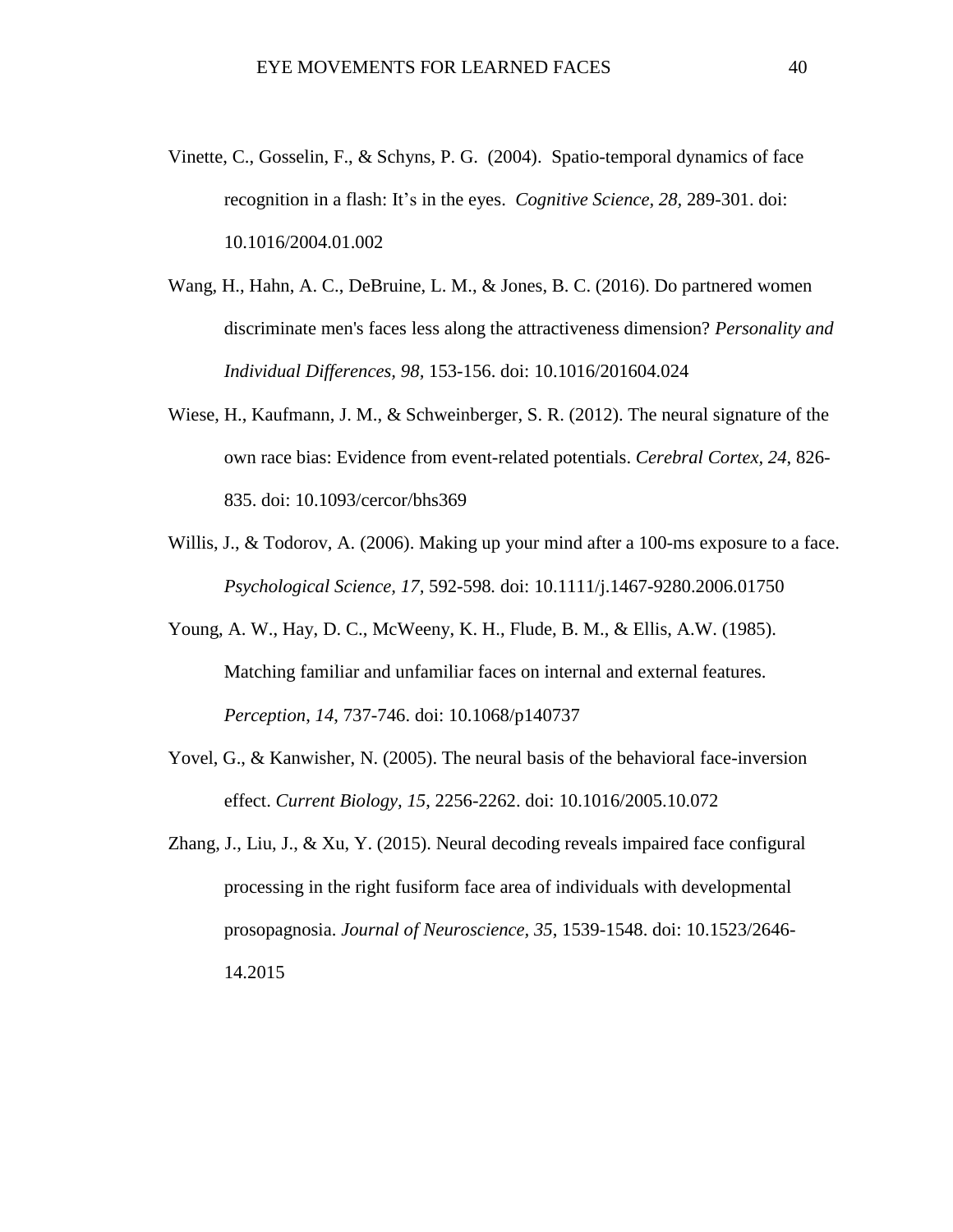Vinette, C., Gosselin, F., & Schyns, P. G. (2004). Spatio-temporal dynamics of face recognition in a flash: It's in the eyes. *Cognitive Science, 28,* 289-301. doi: 10.1016/2004.01.002

Wang, H., Hahn, A. C., DeBruine, L. M., & Jones, B. C. (2016). Do partnered women discriminate men's faces less along the attractiveness dimension? *Personality and Individual Differences, 98,* 153-156. doi: 10.1016/201604.024

Wiese, H., Kaufmann, J. M., & Schweinberger, S. R. (2012). The neural signature of the own race bias: Evidence from event-related potentials. *Cerebral Cortex, 24*, 826-835. doi: 10.1093/cercor/bhs369

Willis, J., & Todorov, A. (2006). Making up your mind after a 100-ms exposure to a face. *Psychological Science, 17,* 592-598. doi: 10.1111/j.1467-9280.2006.01750

Young, A. W., Hay, D. C., McWeeny, K. H., Flude, B. M., & Ellis, A.W. (1985). Matching familiar and unfamiliar faces on internal and external features. *Perception*, *14*, 737-746. doi: 10.1068/p140737

Yovel, G., & Kanwisher, N. (2005). The neural basis of the behavioral face-inversion effect. *Current Biology, 15*, 2256-2262. doi: 10.1016/2005.10.072

Zhang, J., Liu, J., & Xu, Y. (2015). Neural decoding reveals impaired face configural processing in the right fusiform face area of individuals with developmental prosopagnosia. *Journal of Neuroscience, 35*, 1539-1548. doi: 10.1523/2646-14.2015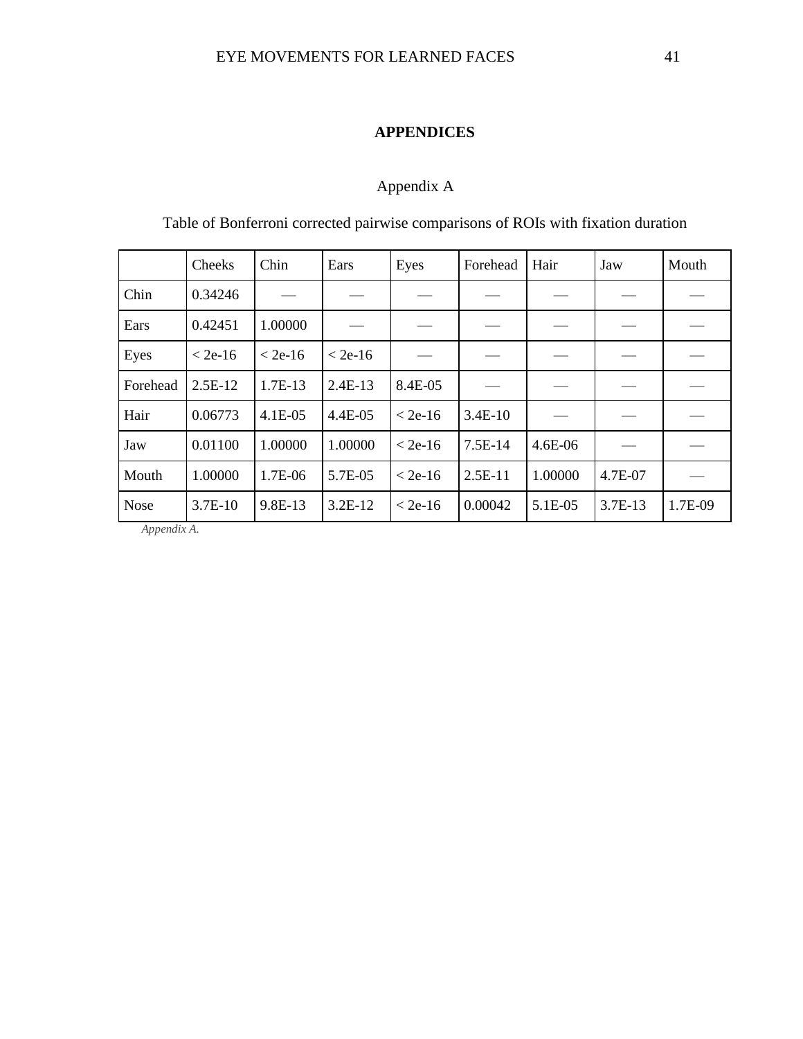# APPENDICES

## Appendix A

Table of Bonferroni corrected pairwise comparisons of ROIs with fixation duration

| | Cheeks | Chin | Ears | Eyes | Forehead | Hair | Jaw | Mouth |
|---|---|---|---|---|---|---|---|---|
| Chin | 0.34246 | — | — | — | — | — | — | — |
| Ears | 0.42451 | 1.00000 | — | — | — | — | — | — |
| Eyes | < 2e-16 | < 2e-16 | < 2e-16 | — | — | — | — | — |
| Forehead | 2.5E-12 | 1.7E-13 | 2.4E-13 | 8.4E-05 | — | — | — | — |
| Hair | 0.06773 | 4.1E-05 | 4.4E-05 | < 2e-16 | 3.4E-10 | — | — | — |
| Jaw | 0.01100 | 1.00000 | 1.00000 | < 2e-16 | 7.5E-14 | 4.6E-06 | — | — |
| Mouth | 1.00000 | 1.7E-06 | 5.7E-05 | < 2e-16 | 2.5E-11 | 1.00000 | 4.7E-07 | — |
| Nose | 3.7E-10 | 9.8E-13 | 3.2E-12 | < 2e-16 | 0.00042 | 5.1E-05 | 3.7E-13 | 1.7E-09 |

*Appendix A.*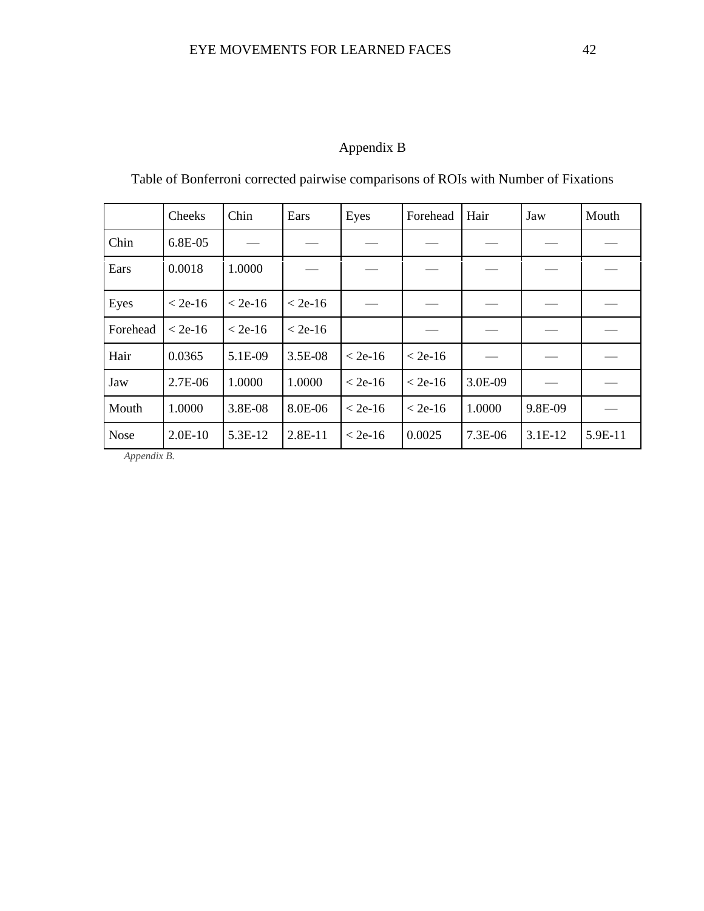# Appendix B

Table of Bonferroni corrected pairwise comparisons of ROIs with Number of Fixations

| | Cheeks | Chin | Ears | Eyes | Forehead | Hair | Jaw | Mouth |
|---|---|---|---|---|---|---|---|---|
| Chin | 6.8E-05 | — | — | — | — | — | — | — |
| Ears | 0.0018 | 1.0000 | — | — | — | — | — | — |
| Eyes | < 2e-16 | < 2e-16 | < 2e-16 | — | — | — | — | — |
| Forehead | < 2e-16 | < 2e-16 | < 2e-16 | | — | — | — | — |
| Hair | 0.0365 | 5.1E-09 | 3.5E-08 | < 2e-16 | < 2e-16 | — | — | — |
| Jaw | 2.7E-06 | 1.0000 | 1.0000 | < 2e-16 | < 2e-16 | 3.0E-09 | — | — |
| Mouth | 1.0000 | 3.8E-08 | 8.0E-06 | < 2e-16 | < 2e-16 | 1.0000 | 9.8E-09 | — |
| Nose | 2.0E-10 | 5.3E-12 | 2.8E-11 | < 2e-16 | 0.0025 | 7.3E-06 | 3.1E-12 | 5.9E-11 |

*Appendix B.*